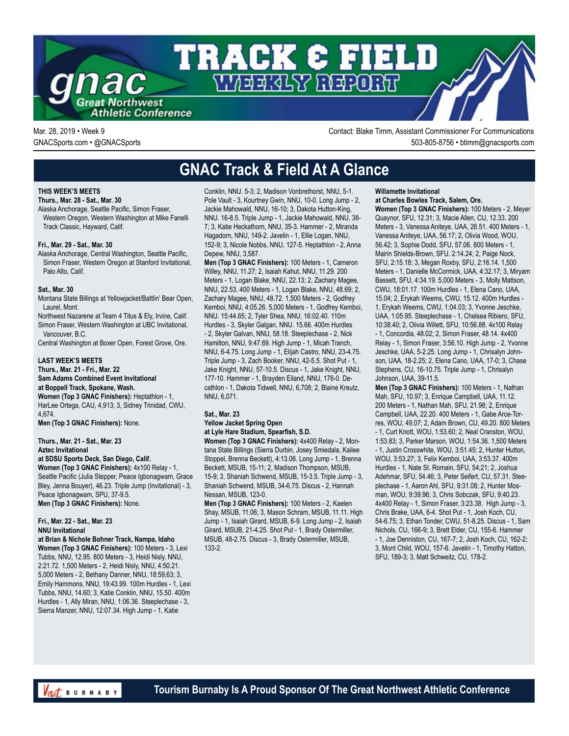# TRACK & FIELD WEEKLY REPORT

gnac Great Northwest Athletic Conference

Mar. 28, 2019 • Week 9
GNACSports.com • @GNACSports

Contact: Blake Timm, Assistant Commissioner For Communications
503-805-8756 • btimm@gnacsports.com

## GNAC Track & Field At A Glance

**THIS WEEK'S MEETS**

**Thurs., Mar. 28 - Sat., Mar. 30**
Alaska Anchorage, Seattle Pacific, Simon Fraser, Western Oregon, Western Washington at Mike Fanelli Track Classic, Hayward, Calif.

**Fri., Mar. 29 - Sat., Mar. 30**
Alaska Anchorage, Central Washington, Seattle Pacific, Simon Fraser, Western Oregon at Stanford Invitational, Palo Alto, Calif.

**Sat., Mar. 30**
Montana State Billings at Yellowjacket/Battlin' Bear Open, Laurel, Mont.
Northwest Nazarene at Team 4 Titus & Ely, Irvine, Calif.
Simon Fraser, Western Washington at UBC Invitational, Vancouver, B.C.
Central Washington at Boxer Open, Forest Grove, Ore.

**LAST WEEK'S MEETS**

**Thurs., Mar. 21 - Fri., Mar. 22**
**Sam Adams Combined Event Invitational**
**at Boppell Track, Spokane, Wash.**
**Women (Top 3 GNAC Finishers):** Heptathlon - 1, HarLee Ortega, CAU, 4,913; 3, Sidney Trinidad, CWU, 4,674.
**Men (Top 3 GNAC Finishers):** None.

**Thurs., Mar. 21 - Sat., Mar. 23**
**Aztec Invitational**
**at SDSU Sports Deck, San Diego, Calif.**
**Women (Top 3 GNAC Finishers):** 4x100 Relay - 1, Seattle Pacific (Julia Stepper, Peace Igbonagwam, Grace Bley, Jenna Bouyer), 46.23. Triple Jump (Invitational) - 3, Peace Igbonagwam, SPU, 37-9.5.
**Men (Top 3 GNAC Finishers):** None.

**Fri., Mar. 22 - Sat., Mar. 23**
**NNU Invitational**
**at Brian & Nichole Bohner Track, Nampa, Idaho**
**Women (Top 3 GNAC Finishers):** 100 Meters - 3, Lexi Tubbs, NNU, 12.95. 800 Meters - 3, Heidi Nisly, NNU, 2:21.72. 1,500 Meters - 2, Heidi Nisly, NNU, 4:50.21. 5,000 Meters - 2, Bethany Danner, NNU, 18:59,63; 3, Emily Hammons, NNU, 19:43.99. 100m Hurdles - 1, Lexi Tubbs, NNU, 14.60; 3, Katie Conklin, NNU, 15.50. 400m Hurdles - 1, Ally Miran, NNU, 1:06.36. Steeplechase - 3, Sierra Manzer, NNU, 12:07.34. High Jump - 1, Katie Conklin, NNU. 5-3; 2, Madison Vonbrethorst, NNU, 5-1. Pole Vault - 3, Kourtney Gwin, NNU, 10-0. Long Jump - 2, Jackie Mahowald, NNU, 16-10; 3, Dakota Hutton-King, NNU. 16-8.5. Triple Jump - 1, Jackie Mahowald, NNU, 38-7; 3, Katie Heckathorn, NNU, 35-3. Hammer - 2, Miranda Hagadorn, NNU, 149-2. Javelin - 1, Ellie Logan, NNU, 152-9; 3, Nicole Nobbs, NNU, 127-5. Heptathlon - 2, Anna Depew, NNU, 3,587.
**Men (Top 3 GNAC Finishers):** 100 Meters - 1, Cameron Willey, NNU, 11.27; 2, Isaiah Kahut, NNU, 11.29. 200 Meters - 1, Logan Blake, NNU, 22.13; 2, Zachary Magee, NNU, 22.53. 400 Meters - 1, Logan Blake, NNU, 48.69; 2, Zachary Magee, NNU, 48.72. 1,500 Meters - 2, Godfrey Kemboi, NNU, 4:05.26. 5,000 Meters - 1, Godfrey Kemboi, NNU. 15:44.65; 2, Tyler Shea, NNU, 16:02.40. 110m Hurdles - 3, Skyler Galgan, NNU. 15.66. 400m Hurdles - 2, Skyler Galvan, NNU, 58.18. Steeplechase - 2, Nick Hamilton, NNU, 9:47.69. High Jump - 1, Micah Tranch, NNU, 6-4.75. Long Jump - 1, Elijah Castro, NNU, 23-4.75. Triple Jump - 3, Zach Booker, NNU, 42-5.5. Shot Put - 1, Jake Knight, NNU, 57-10.5. Discus - 1, Jake Knight, NNU, 177-10. Hammer - 1, Brayden Eiland, NNU, 176-0. Decathlon - 1, Dakota Tidwell, NNU, 6,708; 2, Blaine Kreutz, NNU, 6,071.

**Sat., Mar. 23**
**Yellow Jacket Spring Open**
**at Lyle Hare Stadium, Spearfish, S.D.**
**Women (Top 3 GNAC Finishers):** 4x400 Relay - 2, Montana State Billings (Sierra Durbin, Josey Smiedala, Kailee Stoppel, Brenna Beckett), 4:13.06. Long Jump - 1, Brenna Beckett, MSUB, 15-11; 2, Madison Thompson, MSUB, 15-9; 3, Shaniah Schwend, MSUB, 15-3.5. Triple Jump - 3, Shaniah Schwend, MSUB, 34-6.75. Discus - 2, Hannah Nessan, MSUB, 123-0.
**Men (Top 3 GNAC Finishers):** 100 Meters - 2, Kaelen Shay, MSUB, 11.06; 3, Mason Schram, MSUB, 11.11. High Jump - 1, Isaiah Girard, MSUB, 6-9. Long Jump - 2, Isaiah Girard, MSUB, 21-4.25. Shot Put - 1, Brady Ostermiller, MSUB, 48-2.75. Discus - 3, Brady Ostermiller, MSUB, 133-2.

**Willamette Invitational**
**at Charles Bowles Track, Salem, Ore.**
**Women (Top 3 GNAC Finishers):** 100 Meters - 2, Meyer Quaynor, SFU, 12.31; 3, Macie Allen, CU, 12.33. 200 Meters - 3, Vanessa Aniteye, UAA, 26.51. 400 Meters - 1, Vanessa Aniteye, UAA, 56.17; 2, Olivia Wood, WOU, 56.42; 3, Sophie Dodd, SFU, 57.06. 800 Meters - 1, Mairin Shields-Brown, SFU. 2:14.24; 2, Paige Nock, SFU, 2:15.18; 3, Megan Roxby, SFU, 2:16.14. 1,500 Meters - 1, Danielle McCormick, UAA, 4:32.17; 3, Miryam Bassett, SFU, 4:34.19. 5,000 Meters - 3, Molly Mattson, CWU, 18:01.17. 100m Hurdles - 1, Elena Cano, UAA, 15.04; 2, Erykah Weems, CWU, 15.12. 400m Hurdles - 1, Erykah Weems, CWU, 1:04.03; 3, Yvonne Jeschke, UAA, 1:05.95. Steeplechase - 1, Chelsea Ribiero, SFU, 10:38.40; 2, Olivia Willett, SFU, 10:56.88. 4x100 Relay - 1, Concordia, 48.02; 2, Simon Fraser, 48.14. 4x400 Relay - 1, Simon Fraser, 3:56.10. High Jump - 2, Yvonne Jeschke, UAA, 5-2.25. Long Jump - 1, Chrisalyn Johnson, UAA, 18-2.25; 2, Elena Cano, UAA, 17-0; 3, Chase Stephens, CU, 16-10.75. Triple Jump - 1, Chrisalyn Johnson, UAA, 39-11.5.
**Men (Top 3 GNAC Finishers):** 100 Meters - 1, Nathan Mah, SFU, 10.97; 3, Enrique Campbell, UAA, 11.12. 200 Meters - 1, Nathan Mah, SFU, 21.98; 2, Enrique Campbell, UAA, 22.20. 400 Meters - 1, Gabe Arce-Torres, WOU, 49.07; 2, Adam Brown, CU, 49.20. 800 Meters - 1, Curt Knott, WOU, 1:53.60; 2, Neal Cranston, WOU, 1:53.83; 3, Parker Marson, WOU, 1:54.36. 1,500 Meters - 1, Justin Crosswhite, WOU, 3:51.45; 2, Hunter Hutton, WOU, 3:53.27; 3, Felix Kemboi, UAA, 3:53.37. 400m Hurdles - 1, Nate St. Romain, SFU, 54;21; 2, Joshua Adehmar, SFU, 54.46; 3, Peter Seifert, CU, 57.31. Steeplechase - 1, Aaron Ahl, SFU, 9:31.08; 2, Hunter Mosman, WOU, 9:39.96; 3, Chris Sobczak, SFU, 9:40.23. 4x400 Relay - 1, Simon Fraser, 3:23.38. High Jump - 3, Chris Brake, UAA, 6-4. Shot Put - 1, Josh Koch, CU, 54-6.75; 3, Ethan Tonder, CWU, 51-8.25. Discus - 1, Sam Nichols, CU, 166-9; 3, Brett Elder, CU, 155-6. Hammer - 1, Joe Denniston, CU, 167-7; 2, Josh Koch, CU, 162-2; 3, Mont Child, WOU, 157-6. Javelin - 1, Timothy Hatton, SFU, 189-3; 3, Matt Schweitz, CU, 178-2.

Tourism Burnaby Is A Proud Sponsor Of The Great Northwest Athletic Conference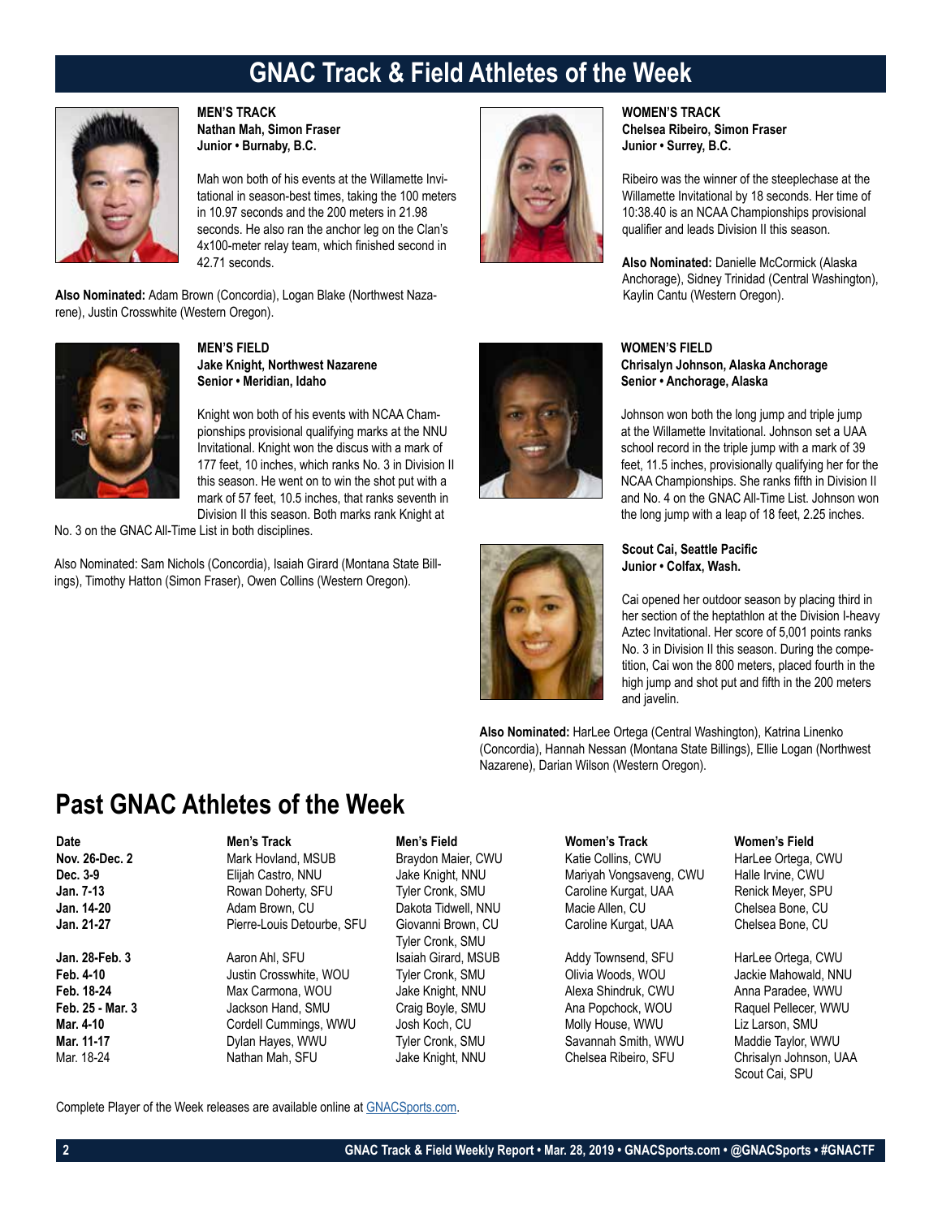# GNAC Track & Field Athletes of the Week

**MEN'S TRACK**
**Nathan Mah, Simon Fraser**
**Junior • Burnaby, B.C.**

Mah won both of his events at the Willamette Invitational in season-best times, taking the 100 meters in 10.97 seconds and the 200 meters in 21.98 seconds. He also ran the anchor leg on the Clan's 4x100-meter relay team, which finished second in 42.71 seconds.

**Also Nominated:** Adam Brown (Concordia), Logan Blake (Northwest Nazarene), Justin Crosswhite (Western Oregon).

**MEN'S FIELD**
**Jake Knight, Northwest Nazarene**
**Senior • Meridian, Idaho**

Knight won both of his events with NCAA Championships provisional qualifying marks at the NNU Invitational. Knight won the discus with a mark of 177 feet, 10 inches, which ranks No. 3 in Division II this season. He went on to win the shot put with a mark of 57 feet, 10.5 inches, that ranks seventh in Division II this season. Both marks rank Knight at No. 3 on the GNAC All-Time List in both disciplines.

Also Nominated: Sam Nichols (Concordia), Isaiah Girard (Montana State Billings), Timothy Hatton (Simon Fraser), Owen Collins (Western Oregon).

**WOMEN'S TRACK**
**Chelsea Ribeiro, Simon Fraser**
**Junior • Surrey, B.C.**

Ribeiro was the winner of the steeplechase at the Willamette Invitational by 18 seconds. Her time of 10:38.40 is an NCAA Championships provisional qualifier and leads Division II this season.

**Also Nominated:** Danielle McCormick (Alaska Anchorage), Sidney Trinidad (Central Washington), Kaylin Cantu (Western Oregon).

**WOMEN'S FIELD**
**Chrisalyn Johnson, Alaska Anchorage**
**Senior • Anchorage, Alaska**

Johnson won both the long jump and triple jump at the Willamette Invitational. Johnson set a UAA school record in the triple jump with a mark of 39 feet, 11.5 inches, provisionally qualifying her for the NCAA Championships. She ranks fifth in Division II and No. 4 on the GNAC All-Time List. Johnson won the long jump with a leap of 18 feet, 2.25 inches.

**Scout Cai, Seattle Pacific**
**Junior • Colfax, Wash.**

Cai opened her outdoor season by placing third in her section of the heptathlon at the Division I-heavy Aztec Invitational. Her score of 5,001 points ranks No. 3 in Division II this season. During the competition, Cai won the 800 meters, placed fourth in the high jump and shot put and fifth in the 200 meters and javelin.

**Also Nominated:** HarLee Ortega (Central Washington), Katrina Linenko (Concordia), Hannah Nessan (Montana State Billings), Ellie Logan (Northwest Nazarene), Darian Wilson (Western Oregon).

## Past GNAC Athletes of the Week

| Date | Men's Track | Men's Field | Women's Track | Women's Field |
|---|---|---|---|---|
| **Nov. 26-Dec. 2** | Mark Hovland, MSUB | Braydon Maier, CWU | Katie Collins, CWU | HarLee Ortega, CWU |
| **Dec. 3-9** | Elijah Castro, NNU | Jake Knight, NNU | Mariyah Vongsaveng, CWU | Halle Irvine, CWU |
| **Jan. 7-13** | Rowan Doherty, SFU | Tyler Cronk, SMU | Caroline Kurgat, UAA | Renick Meyer, SPU |
| **Jan. 14-20** | Adam Brown, CU | Dakota Tidwell, NNU | Macie Allen, CU | Chelsea Bone, CU |
| **Jan. 21-27** | Pierre-Louis Detourbe, SFU | Giovanni Brown, CU<br>Tyler Cronk, SMU | Caroline Kurgat, UAA | Chelsea Bone, CU |
| **Jan. 28-Feb. 3** | Aaron Ahl, SFU | Isaiah Girard, MSUB | Addy Townsend, SFU | HarLee Ortega, CWU |
| **Feb. 4-10** | Justin Crosswhite, WOU | Tyler Cronk, SMU | Olivia Woods, WOU | Jackie Mahowald, NNU |
| **Feb. 18-24** | Max Carmona, WOU | Jake Knight, NNU | Alexa Shindruk, CWU | Anna Paradee, WWU |
| **Feb. 25 - Mar. 3** | Jackson Hand, SMU | Craig Boyle, SMU | Ana Popchock, WOU | Raquel Pellecer, WWU |
| **Mar. 4-10** | Cordell Cummings, WWU | Josh Koch, CU | Molly House, WWU | Liz Larson, SMU |
| **Mar. 11-17** | Dylan Hayes, WWU | Tyler Cronk, SMU | Savannah Smith, WWU | Maddie Taylor, WWU |
| Mar. 18-24 | Nathan Mah, SFU | Jake Knight, NNU | Chelsea Ribeiro, SFU | Chrisalyn Johnson, UAA<br>Scout Cai, SPU |

Complete Player of the Week releases are available online at GNACSports.com.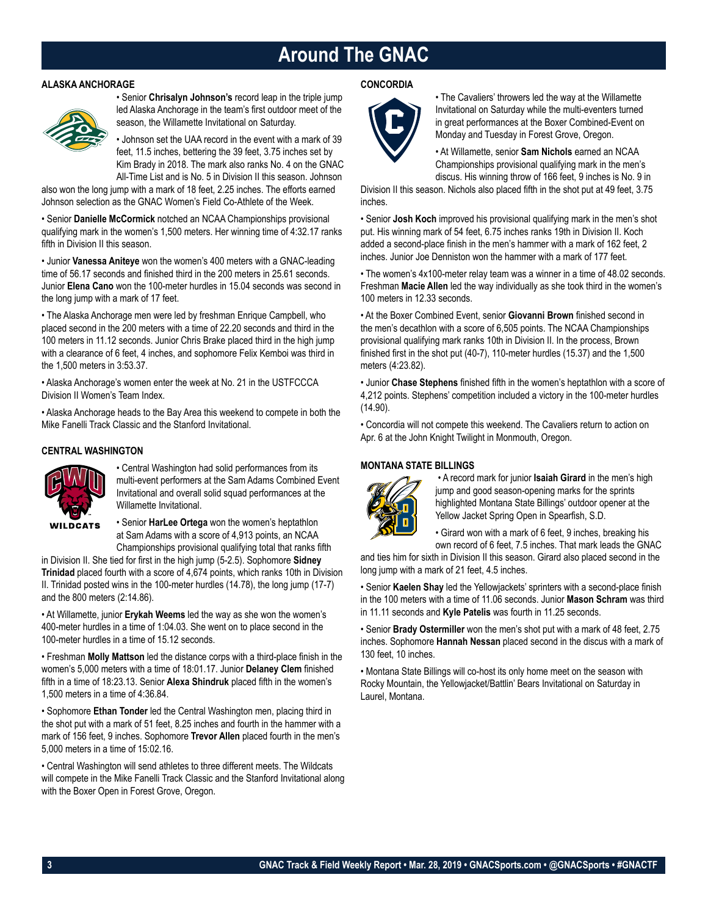# Around The GNAC

## ALASKA ANCHORAGE

• Senior **Chrisalyn Johnson's** record leap in the triple jump led Alaska Anchorage in the team's first outdoor meet of the season, the Willamette Invitational on Saturday.

• Johnson set the UAA record in the event with a mark of 39 feet, 11.5 inches, bettering the 39 feet, 3.75 inches set by Kim Brady in 2018. The mark also ranks No. 4 on the GNAC All-Time List and is No. 5 in Division II this season. Johnson also won the long jump with a mark of 18 feet, 2.25 inches. The efforts earned Johnson selection as the GNAC Women's Field Co-Athlete of the Week.

• Senior **Danielle McCormick** notched an NCAA Championships provisional qualifying mark in the women's 1,500 meters. Her winning time of 4:32.17 ranks fifth in Division II this season.

• Junior **Vanessa Aniteye** won the women's 400 meters with a GNAC-leading time of 56.17 seconds and finished third in the 200 meters in 25.61 seconds. Junior **Elena Cano** won the 100-meter hurdles in 15.04 seconds was second in the long jump with a mark of 17 feet.

• The Alaska Anchorage men were led by freshman Enrique Campbell, who placed second in the 200 meters with a time of 22.20 seconds and third in the 100 meters in 11.12 seconds. Junior Chris Brake placed third in the high jump with a clearance of 6 feet, 4 inches, and sophomore Felix Kemboi was third in the 1,500 meters in 3:53.37.

• Alaska Anchorage's women enter the week at No. 21 in the USTFCCCA Division II Women's Team Index.

• Alaska Anchorage heads to the Bay Area this weekend to compete in both the Mike Fanelli Track Classic and the Stanford Invitational.

## CENTRAL WASHINGTON

• Central Washington had solid performances from its multi-event performers at the Sam Adams Combined Event Invitational and overall solid squad performances at the Willamette Invitational.

• Senior **HarLee Ortega** won the women's heptathlon at Sam Adams with a score of 4,913 points, an NCAA Championships provisional qualifying total that ranks fifth in Division II. She tied for first in the high jump (5-2.5). Sophomore **Sidney Trinidad** placed fourth with a score of 4,674 points, which ranks 10th in Division II. Trinidad posted wins in the 100-meter hurdles (14.78), the long jump (17-7) and the 800 meters (2:14.86).

• At Willamette, junior **Erykah Weems** led the way as she won the women's 400-meter hurdles in a time of 1:04.03. She went on to place second in the 100-meter hurdles in a time of 15.12 seconds.

• Freshman **Molly Mattson** led the distance corps with a third-place finish in the women's 5,000 meters with a time of 18:01.17. Junior **Delaney Clem** finished fifth in a time of 18:23.13. Senior **Alexa Shindruk** placed fifth in the women's 1,500 meters in a time of 4:36.84.

• Sophomore **Ethan Tonder** led the Central Washington men, placing third in the shot put with a mark of 51 feet, 8.25 inches and fourth in the hammer with a mark of 156 feet, 9 inches. Sophomore **Trevor Allen** placed fourth in the men's 5,000 meters in a time of 15:02.16.

• Central Washington will send athletes to three different meets. The Wildcats will compete in the Mike Fanelli Track Classic and the Stanford Invitational along with the Boxer Open in Forest Grove, Oregon.

## CONCORDIA

• The Cavaliers' throwers led the way at the Willamette Invitational on Saturday while the multi-eventers turned in great performances at the Boxer Combined-Event on Monday and Tuesday in Forest Grove, Oregon.

• At Willamette, senior **Sam Nichols** earned an NCAA Championships provisional qualifying mark in the men's discus. His winning throw of 166 feet, 9 inches is No. 9 in Division II this season. Nichols also placed fifth in the shot put at 49 feet, 3.75 inches.

• Senior **Josh Koch** improved his provisional qualifying mark in the men's shot put. His winning mark of 54 feet, 6.75 inches ranks 19th in Division II. Koch added a second-place finish in the men's hammer with a mark of 162 feet, 2 inches. Junior Joe Denniston won the hammer with a mark of 177 feet.

• The women's 4x100-meter relay team was a winner in a time of 48.02 seconds. Freshman **Macie Allen** led the way individually as she took third in the women's 100 meters in 12.33 seconds.

• At the Boxer Combined Event, senior **Giovanni Brown** finished second in the men's decathlon with a score of 6,505 points. The NCAA Championships provisional qualifying mark ranks 10th in Division II. In the process, Brown finished first in the shot put (40-7), 110-meter hurdles (15.37) and the 1,500 meters (4:23.82).

• Junior **Chase Stephens** finished fifth in the women's heptathlon with a score of 4,212 points. Stephens' competition included a victory in the 100-meter hurdles (14.90).

• Concordia will not compete this weekend. The Cavaliers return to action on Apr. 6 at the John Knight Twilight in Monmouth, Oregon.

## MONTANA STATE BILLINGS

• A record mark for junior **Isaiah Girard** in the men's high jump and good season-opening marks for the sprints highlighted Montana State Billings' outdoor opener at the Yellow Jacket Spring Open in Spearfish, S.D.

• Girard won with a mark of 6 feet, 9 inches, breaking his own record of 6 feet, 7.5 inches. That mark leads the GNAC and ties him for sixth in Division II this season. Girard also placed second in the long jump with a mark of 21 feet, 4.5 inches.

• Senior **Kaelen Shay** led the Yellowjackets' sprinters with a second-place finish in the 100 meters with a time of 11.06 seconds. Junior **Mason Schram** was third in 11.11 seconds and **Kyle Patelis** was fourth in 11.25 seconds.

• Senior **Brady Ostermiller** won the men's shot put with a mark of 48 feet, 2.75 inches. Sophomore **Hannah Nessan** placed second in the discus with a mark of 130 feet, 10 inches.

• Montana State Billings will co-host its only home meet on the season with Rocky Mountain, the Yellowjacket/Battlin' Bears Invitational on Saturday in Laurel, Montana.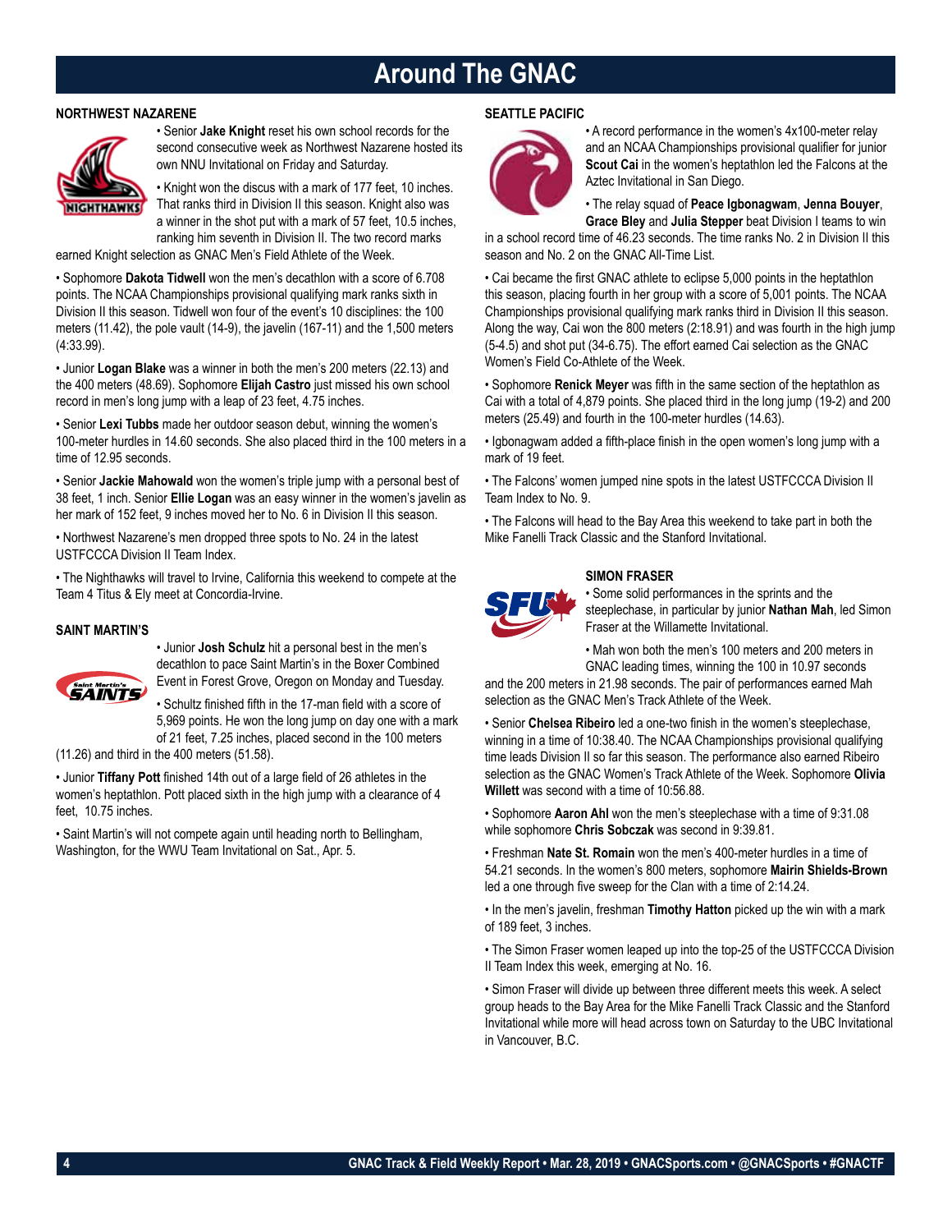# Around The GNAC

### NORTHWEST NAZARENE

• Senior **Jake Knight** reset his own school records for the second consecutive week as Northwest Nazarene hosted its own NNU Invitational on Friday and Saturday.

• Knight won the discus with a mark of 177 feet, 10 inches. That ranks third in Division II this season. Knight also was a winner in the shot put with a mark of 57 feet, 10.5 inches, ranking him seventh in Division II. The two record marks earned Knight selection as GNAC Men's Field Athlete of the Week.

• Sophomore **Dakota Tidwell** won the men's decathlon with a score of 6.708 points. The NCAA Championships provisional qualifying mark ranks sixth in Division II this season. Tidwell won four of the event's 10 disciplines: the 100 meters (11.42), the pole vault (14-9), the javelin (167-11) and the 1,500 meters (4:33.99).

• Junior **Logan Blake** was a winner in both the men's 200 meters (22.13) and the 400 meters (48.69). Sophomore **Elijah Castro** just missed his own school record in men's long jump with a leap of 23 feet, 4.75 inches.

• Senior **Lexi Tubbs** made her outdoor season debut, winning the women's 100-meter hurdles in 14.60 seconds. She also placed third in the 100 meters in a time of 12.95 seconds.

• Senior **Jackie Mahowald** won the women's triple jump with a personal best of 38 feet, 1 inch. Senior **Ellie Logan** was an easy winner in the women's javelin as her mark of 152 feet, 9 inches moved her to No. 6 in Division II this season.

• Northwest Nazarene's men dropped three spots to No. 24 in the latest USTFCCCA Division II Team Index.

• The Nighthawks will travel to Irvine, California this weekend to compete at the Team 4 Titus & Ely meet at Concordia-Irvine.

### SAINT MARTIN'S

• Junior **Josh Schulz** hit a personal best in the men's decathlon to pace Saint Martin's in the Boxer Combined Event in Forest Grove, Oregon on Monday and Tuesday.

• Schultz finished fifth in the 17-man field with a score of 5,969 points. He won the long jump on day one with a mark of 21 feet, 7.25 inches, placed second in the 100 meters (11.26) and third in the 400 meters (51.58).

• Junior **Tiffany Pott** finished 14th out of a large field of 26 athletes in the women's heptathlon. Pott placed sixth in the high jump with a clearance of 4 feet, 10.75 inches.

• Saint Martin's will not compete again until heading north to Bellingham, Washington, for the WWU Team Invitational on Sat., Apr. 5.

### SEATTLE PACIFIC

• A record performance in the women's 4x100-meter relay and an NCAA Championships provisional qualifier for junior **Scout Cai** in the women's heptathlon led the Falcons at the Aztec Invitational in San Diego.

• The relay squad of **Peace Igbonagwam**, **Jenna Bouyer**, **Grace Bley** and **Julia Stepper** beat Division I teams to win in a school record time of 46.23 seconds. The time ranks No. 2 in Division II this season and No. 2 on the GNAC All-Time List.

• Cai became the first GNAC athlete to eclipse 5,000 points in the heptathlon this season, placing fourth in her group with a score of 5,001 points. The NCAA Championships provisional qualifying mark ranks third in Division II this season. Along the way, Cai won the 800 meters (2:18.91) and was fourth in the high jump (5-4.5) and shot put (34-6.75). The effort earned Cai selection as the GNAC Women's Field Co-Athlete of the Week.

• Sophomore **Renick Meyer** was fifth in the same section of the heptathlon as Cai with a total of 4,879 points. She placed third in the long jump (19-2) and 200 meters (25.49) and fourth in the 100-meter hurdles (14.63).

• Igbonagwam added a fifth-place finish in the open women's long jump with a mark of 19 feet.

• The Falcons' women jumped nine spots in the latest USTFCCCA Division II Team Index to No. 9.

• The Falcons will head to the Bay Area this weekend to take part in both the Mike Fanelli Track Classic and the Stanford Invitational.

### SIMON FRASER

• Some solid performances in the sprints and the steeplechase, in particular by junior **Nathan Mah**, led Simon Fraser at the Willamette Invitational.

• Mah won both the men's 100 meters and 200 meters in GNAC leading times, winning the 100 in 10.97 seconds and the 200 meters in 21.98 seconds. The pair of performances earned Mah selection as the GNAC Men's Track Athlete of the Week.

• Senior **Chelsea Ribeiro** led a one-two finish in the women's steeplechase, winning in a time of 10:38.40. The NCAA Championships provisional qualifying time leads Division II so far this season. The performance also earned Ribeiro selection as the GNAC Women's Track Athlete of the Week. Sophomore **Olivia Willett** was second with a time of 10:56.88.

• Sophomore **Aaron Ahl** won the men's steeplechase with a time of 9:31.08 while sophomore **Chris Sobczak** was second in 9:39.81.

• Freshman **Nate St. Romain** won the men's 400-meter hurdles in a time of 54.21 seconds. In the women's 800 meters, sophomore **Mairin Shields-Brown** led a one through five sweep for the Clan with a time of 2:14.24.

• In the men's javelin, freshman **Timothy Hatton** picked up the win with a mark of 189 feet, 3 inches.

• The Simon Fraser women leaped up into the top-25 of the USTFCCCA Division II Team Index this week, emerging at No. 16.

• Simon Fraser will divide up between three different meets this week. A select group heads to the Bay Area for the Mike Fanelli Track Classic and the Stanford Invitational while more will head across town on Saturday to the UBC Invitational in Vancouver, B.C.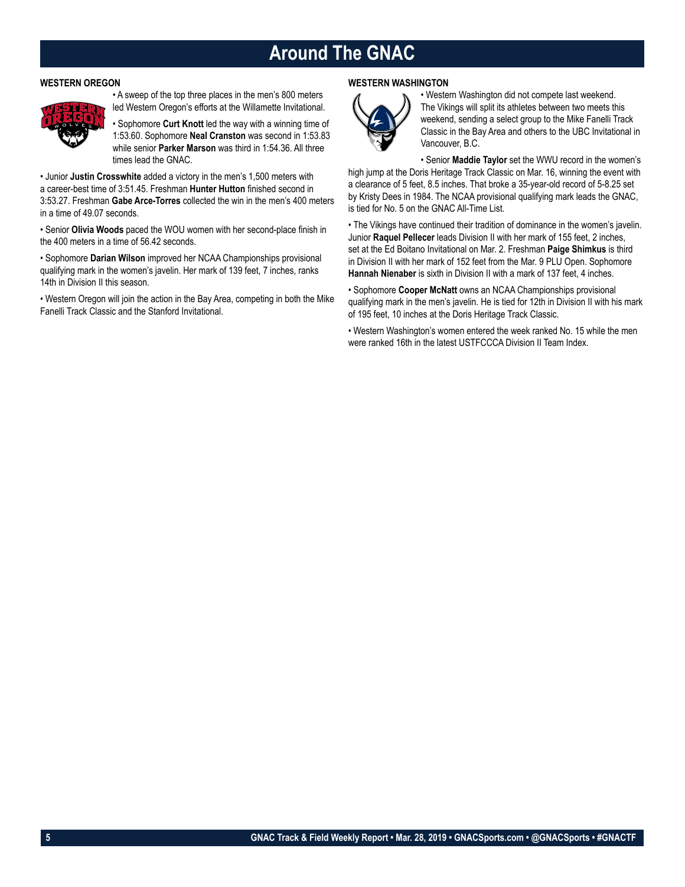# Around The GNAC

## WESTERN OREGON

• A sweep of the top three places in the men's 800 meters led Western Oregon's efforts at the Willamette Invitational.

• Sophomore **Curt Knott** led the way with a winning time of 1:53.60. Sophomore **Neal Cranston** was second in 1:53.83 while senior **Parker Marson** was third in 1:54.36. All three times lead the GNAC.

• Junior **Justin Crosswhite** added a victory in the men's 1,500 meters with a career-best time of 3:51.45. Freshman **Hunter Hutton** finished second in 3:53.27. Freshman **Gabe Arce-Torres** collected the win in the men's 400 meters in a time of 49.07 seconds.

• Senior **Olivia Woods** paced the WOU women with her second-place finish in the 400 meters in a time of 56.42 seconds.

• Sophomore **Darian Wilson** improved her NCAA Championships provisional qualifying mark in the women's javelin. Her mark of 139 feet, 7 inches, ranks 14th in Division II this season.

• Western Oregon will join the action in the Bay Area, competing in both the Mike Fanelli Track Classic and the Stanford Invitational.

## WESTERN WASHINGTON

• Western Washington did not compete last weekend. The Vikings will split its athletes between two meets this weekend, sending a select group to the Mike Fanelli Track Classic in the Bay Area and others to the UBC Invitational in Vancouver, B.C.

• Senior **Maddie Taylor** set the WWU record in the women's high jump at the Doris Heritage Track Classic on Mar. 16, winning the event with a clearance of 5 feet, 8.5 inches. That broke a 35-year-old record of 5-8.25 set by Kristy Dees in 1984. The NCAA provisional qualifying mark leads the GNAC, is tied for No. 5 on the GNAC All-Time List.

• The Vikings have continued their tradition of dominance in the women's javelin. Junior **Raquel Pellecer** leads Division II with her mark of 155 feet, 2 inches, set at the Ed Boitano Invitational on Mar. 2. Freshman **Paige Shimkus** is third in Division II with her mark of 152 feet from the Mar. 9 PLU Open. Sophomore **Hannah Nienaber** is sixth in Division II with a mark of 137 feet, 4 inches.

• Sophomore **Cooper McNatt** owns an NCAA Championships provisional qualifying mark in the men's javelin. He is tied for 12th in Division II with his mark of 195 feet, 10 inches at the Doris Heritage Track Classic.

• Western Washington's women entered the week ranked No. 15 while the men were ranked 16th in the latest USTFCCCA Division II Team Index.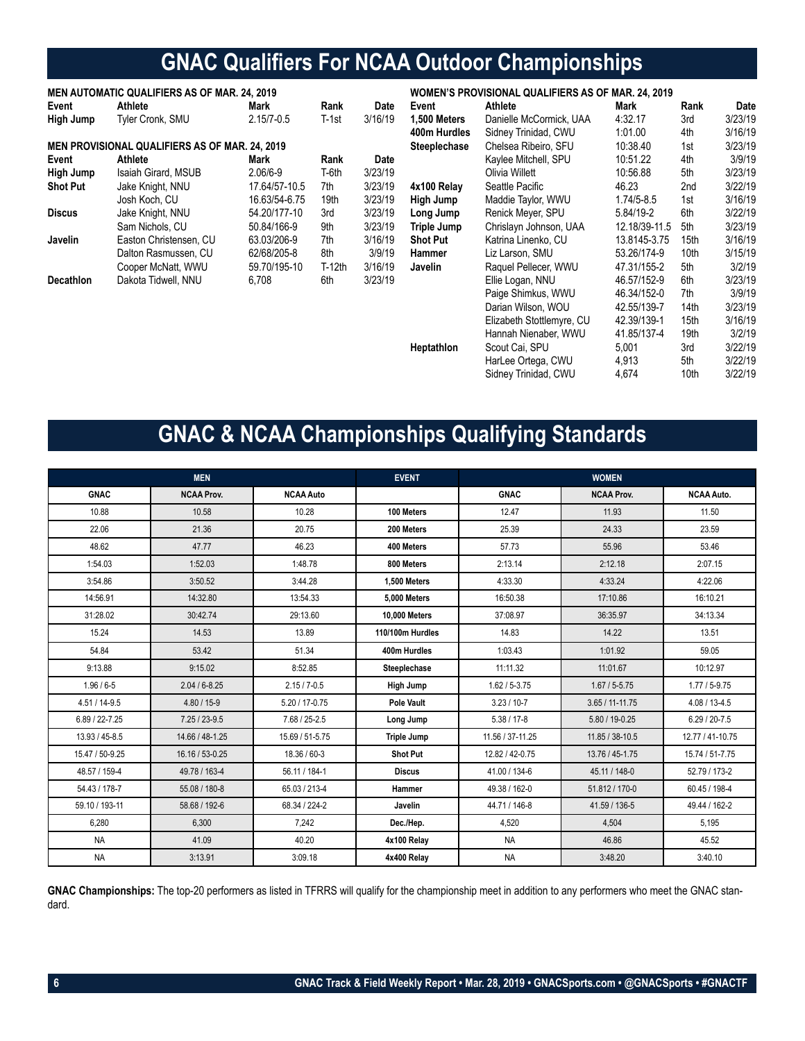# GNAC Qualifiers For NCAA Outdoor Championships

**MEN AUTOMATIC QUALIFIERS AS OF MAR. 24, 2019**

| Event | Athlete | Mark | Rank | Date |
|---|---|---|---|---|
| **High Jump** | Tyler Cronk, SMU | 2.15/7-0.5 | T-1st | 3/16/19 |

**MEN PROVISIONAL QUALIFIERS AS OF MAR. 24, 2019**

| Event | Athlete | Mark | Rank | Date |
|---|---|---|---|---|
| **High Jump** | Isaiah Girard, MSUB | 2.06/6-9 | T-6th | 3/23/19 |
| **Shot Put** | Jake Knight, NNU | 17.64/57-10.5 | 7th | 3/23/19 |
| | Josh Koch, CU | 16.63/54-6.75 | 19th | 3/23/19 |
| **Discus** | Jake Knight, NNU | 54.20/177-10 | 3rd | 3/23/19 |
| | Sam Nichols, CU | 50.84/166-9 | 9th | 3/23/19 |
| **Javelin** | Easton Christensen, CU | 63.03/206-9 | 7th | 3/16/19 |
| | Dalton Rasmussen, CU | 62/68/205-8 | 8th | 3/9/19 |
| | Cooper McNatt, WWU | 59.70/195-10 | T-12th | 3/16/19 |
| **Decathlon** | Dakota Tidwell, NNU | 6,708 | 6th | 3/23/19 |

**WOMEN'S PROVISIONAL QUALIFIERS AS OF MAR. 24, 2019**

| Event | Athlete | Mark | Rank | Date |
|---|---|---|---|---|
| **1,500 Meters** | Danielle McCormick, UAA | 4:32.17 | 3rd | 3/23/19 |
| **400m Hurdles** | Sidney Trinidad, CWU | 1:01.00 | 4th | 3/16/19 |
| **Steeplechase** | Chelsea Ribeiro, SFU | 10:38.40 | 1st | 3/23/19 |
| | Kaylee Mitchell, SPU | 10:51.22 | 4th | 3/9/19 |
| | Olivia Willett | 10:56.88 | 5th | 3/23/19 |
| **4x100 Relay** | Seattle Pacific | 46.23 | 2nd | 3/22/19 |
| **High Jump** | Maddie Taylor, WWU | 1.74/5-8.5 | 1st | 3/16/19 |
| **Long Jump** | Renick Meyer, SPU | 5.84/19-2 | 6th | 3/22/19 |
| **Triple Jump** | Chrislayn Johnson, UAA | 12.18/39-11.5 | 5th | 3/23/19 |
| **Shot Put** | Katrina Linenko, CU | 13.8145-3.75 | 15th | 3/16/19 |
| **Hammer** | Liz Larson, SMU | 53.26/174-9 | 10th | 3/15/19 |
| **Javelin** | Raquel Pellecer, WWU | 47.31/155-2 | 5th | 3/2/19 |
| | Ellie Logan, NNU | 46.57/152-9 | 6th | 3/23/19 |
| | Paige Shimkus, WWU | 46.34/152-0 | 7th | 3/9/19 |
| | Darian Wilson, WOU | 42.55/139-7 | 14th | 3/23/19 |
| | Elizabeth Stottlemyre, CU | 42.39/139-1 | 15th | 3/16/19 |
| | Hannah Nienaber, WWU | 41.85/137-4 | 19th | 3/2/19 |
| **Heptathlon** | Scout Cai, SPU | 5,001 | 3rd | 3/22/19 |
| | HarLee Ortega, CWU | 4,913 | 5th | 3/22/19 |
| | Sidney Trinidad, CWU | 4,674 | 10th | 3/22/19 |

# GNAC & NCAA Championships Qualifying Standards

| MEN | | | EVENT | WOMEN | | |
|---|---|---|---|---|---|---|
| **GNAC** | **NCAA Prov.** | **NCAA Auto** | | **GNAC** | **NCAA Prov.** | **NCAA Auto.** |
| 10.88 | 10.58 | 10.28 | **100 Meters** | 12.47 | 11.93 | 11.50 |
| 22.06 | 21.36 | 20.75 | **200 Meters** | 25.39 | 24.33 | 23.59 |
| 48.62 | 47.77 | 46.23 | **400 Meters** | 57.73 | 55.96 | 53.46 |
| 1:54.03 | 1:52.03 | 1:48.78 | **800 Meters** | 2:13.14 | 2:12.18 | 2:07.15 |
| 3:54.86 | 3:50.52 | 3:44.28 | **1,500 Meters** | 4:33.30 | 4:33.24 | 4:22.06 |
| 14:56.91 | 14:32.80 | 13:54.33 | **5,000 Meters** | 16:50.38 | 17:10.86 | 16:10.21 |
| 31:28.02 | 30:42.74 | 29:13.60 | **10,000 Meters** | 37:08.97 | 36:35.97 | 34:13.34 |
| 15.24 | 14.53 | 13.89 | **110/100m Hurdles** | 14.83 | 14.22 | 13.51 |
| 54.84 | 53.42 | 51.34 | **400m Hurdles** | 1:03.43 | 1:01.92 | 59.05 |
| 9:13.88 | 9:15.02 | 8:52.85 | **Steeplechase** | 11:11.32 | 11:01.67 | 10:12.97 |
| 1.96 / 6-5 | 2.04 / 6-8.25 | 2.15 / 7-0.5 | **High Jump** | 1.62 / 5-3.75 | 1.67 / 5-5.75 | 1.77 / 5-9.75 |
| 4.51 / 14-9.5 | 4.80 / 15-9 | 5.20 / 17-0.75 | **Pole Vault** | 3.23 / 10-7 | 3.65 / 11-11.75 | 4.08 / 13-4.5 |
| 6.89 / 22-7.25 | 7.25 / 23-9.5 | 7.68 / 25-2.5 | **Long Jump** | 5.38 / 17-8 | 5.80 / 19-0.25 | 6.29 / 20-7.5 |
| 13.93 / 45-8.5 | 14.66 / 48-1.25 | 15.69 / 51-5.75 | **Triple Jump** | 11.56 / 37-11.25 | 11.85 / 38-10.5 | 12.77 / 41-10.75 |
| 15.47 / 50-9.25 | 16.16 / 53-0.25 | 18.36 / 60-3 | **Shot Put** | 12.82 / 42-0.75 | 13.76 / 45-1.75 | 15.74 / 51-7.75 |
| 48.57 / 159-4 | 49.78 / 163-4 | 56.11 / 184-1 | **Discus** | 41.00 / 134-6 | 45.11 / 148-0 | 52.79 / 173-2 |
| 54.43 / 178-7 | 55.08 / 180-8 | 65.03 / 213-4 | **Hammer** | 49.38 / 162-0 | 51.812 / 170-0 | 60.45 / 198-4 |
| 59.10 / 193-11 | 58.68 / 192-6 | 68.34 / 224-2 | **Javelin** | 44.71 / 146-8 | 41.59 / 136-5 | 49.44 / 162-2 |
| 6,280 | 6,300 | 7,242 | **Dec./Hep.** | 4,520 | 4,504 | 5,195 |
| NA | 41.09 | 40.20 | **4x100 Relay** | NA | 46.86 | 45.52 |
| NA | 3:13.91 | 3:09.18 | **4x400 Relay** | NA | 3:48.20 | 3:40.10 |

**GNAC Championships:** The top-20 performers as listed in TFRRS will qualify for the championship meet in addition to any performers who meet the GNAC standard.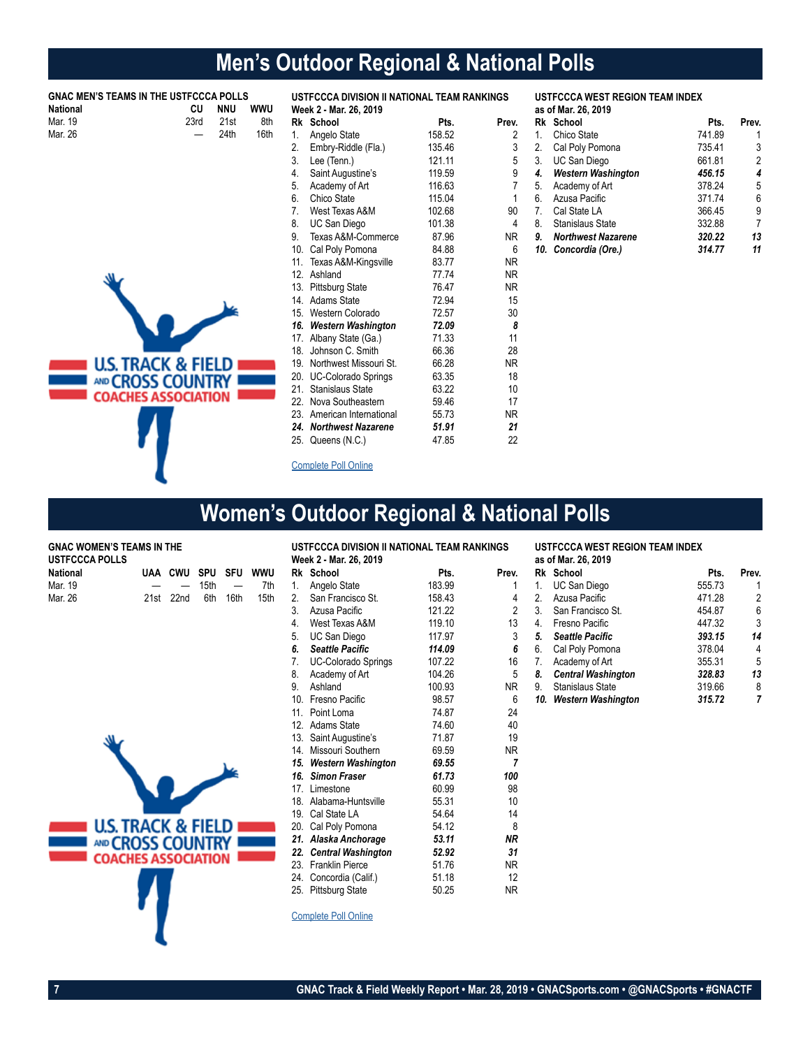# Men's Outdoor Regional & National Polls

### GNAC MEN'S TEAMS IN THE USTFCCCA POLLS

| National | CU | NNU | WWU |
|---|---|---|---|
| Mar. 19 | 23rd | 21st | 8th |
| Mar. 26 | — | 24th | 16th |

### USTFCCCA DIVISION II NATIONAL TEAM RANKINGS
**Week 2 - Mar. 26, 2019**

| Rk | School | Pts. | Prev. |
|---|---|---|---|
| 1. | Angelo State | 158.52 | 2 |
| 2. | Embry-Riddle (Fla.) | 135.46 | 3 |
| 3. | Lee (Tenn.) | 121.11 | 5 |
| 4. | Saint Augustine's | 119.59 | 9 |
| 5. | Academy of Art | 116.63 | 7 |
| 6. | Chico State | 115.04 | 1 |
| 7. | West Texas A&M | 102.68 | 90 |
| 8. | UC San Diego | 101.38 | 4 |
| 9. | Texas A&M-Commerce | 87.96 | NR |
| 10. | Cal Poly Pomona | 84.88 | 6 |
| 11. | Texas A&M-Kingsville | 83.77 | NR |
| 12. | Ashland | 77.74 | NR |
| 13. | Pittsburg State | 76.47 | NR |
| 14. | Adams State | 72.94 | 15 |
| 15. | Western Colorado | 72.57 | 30 |
| ***16.*** | ***Western Washington*** | ***72.09*** | ***8*** |
| 17. | Albany State (Ga.) | 71.33 | 11 |
| 18. | Johnson C. Smith | 66.36 | 28 |
| 19. | Northwest Missouri St. | 66.28 | NR |
| 20. | UC-Colorado Springs | 63.35 | 18 |
| 21. | Stanislaus State | 63.22 | 10 |
| 22. | Nova Southeastern | 59.46 | 17 |
| 23. | American International | 55.73 | NR |
| ***24.*** | ***Northwest Nazarene*** | ***51.91*** | ***21*** |
| 25. | Queens (N.C.) | 47.85 | 22 |

Complete Poll Online

### USTFCCCA WEST REGION TEAM INDEX
**as of Mar. 26, 2019**

| Rk | School | Pts. | Prev. |
|---|---|---|---|
| 1. | Chico State | 741.89 | 1 |
| 2. | Cal Poly Pomona | 735.41 | 3 |
| 3. | UC San Diego | 661.81 | 2 |
| ***4.*** | ***Western Washington*** | ***456.15*** | ***4*** |
| 5. | Academy of Art | 378.24 | 5 |
| 6. | Azusa Pacific | 371.74 | 6 |
| 7. | Cal State LA | 366.45 | 9 |
| 8. | Stanislaus State | 332.88 | 7 |
| ***9.*** | ***Northwest Nazarene*** | ***320.22*** | ***13*** |
| ***10.*** | ***Concordia (Ore.)*** | ***314.77*** | ***11*** |

# Women's Outdoor Regional & National Polls

### GNAC WOMEN'S TEAMS IN THE USTFCCCA POLLS

| National | UAA | CWU | SPU | SFU | WWU |
|---|---|---|---|---|---|
| Mar. 19 | — | — | 15th | — | 7th |
| Mar. 26 | 21st | 22nd | 6th | 16th | 15th |

### USTFCCCA DIVISION II NATIONAL TEAM RANKINGS
**Week 2 - Mar. 26, 2019**

| Rk | School | Pts. | Prev. |
|---|---|---|---|
| 1. | Angelo State | 183.99 | 1 |
| 2. | San Francisco St. | 158.43 | 4 |
| 3. | Azusa Pacific | 121.22 | 2 |
| 4. | West Texas A&M | 119.10 | 13 |
| 5. | UC San Diego | 117.97 | 3 |
| ***6.*** | ***Seattle Pacific*** | ***114.09*** | ***6*** |
| 7. | UC-Colorado Springs | 107.22 | 16 |
| 8. | Academy of Art | 104.26 | 5 |
| 9. | Ashland | 100.93 | NR |
| 10. | Fresno Pacific | 98.57 | 6 |
| 11. | Point Loma | 74.87 | 24 |
| 12. | Adams State | 74.60 | 40 |
| 13. | Saint Augustine's | 71.87 | 19 |
| 14. | Missouri Southern | 69.59 | NR |
| ***15.*** | ***Western Washington*** | ***69.55*** | ***7*** |
| ***16.*** | ***Simon Fraser*** | ***61.73*** | ***100*** |
| 17. | Limestone | 60.99 | 98 |
| 18. | Alabama-Huntsville | 55.31 | 10 |
| 19. | Cal State LA | 54.64 | 14 |
| 20. | Cal Poly Pomona | 54.12 | 8 |
| ***21.*** | ***Alaska Anchorage*** | ***53.11*** | ***NR*** |
| ***22.*** | ***Central Washington*** | ***52.92*** | ***31*** |
| 23. | Franklin Pierce | 51.76 | NR |
| 24. | Concordia (Calif.) | 51.18 | 12 |
| 25. | Pittsburg State | 50.25 | NR |

Complete Poll Online

### USTFCCCA WEST REGION TEAM INDEX
**as of Mar. 26, 2019**

| Rk | School | Pts. | Prev. |
|---|---|---|---|
| 1. | UC San Diego | 555.73 | 1 |
| 2. | Azusa Pacific | 471.28 | 2 |
| 3. | San Francisco St. | 454.87 | 6 |
| 4. | Fresno Pacific | 447.32 | 3 |
| ***5.*** | ***Seattle Pacific*** | ***393.15*** | ***14*** |
| 6. | Cal Poly Pomona | 378.04 | 4 |
| 7. | Academy of Art | 355.31 | 5 |
| ***8.*** | ***Central Washington*** | ***328.83*** | ***13*** |
| 9. | Stanislaus State | 319.66 | 8 |
| ***10.*** | ***Western Washington*** | ***315.72*** | ***7*** |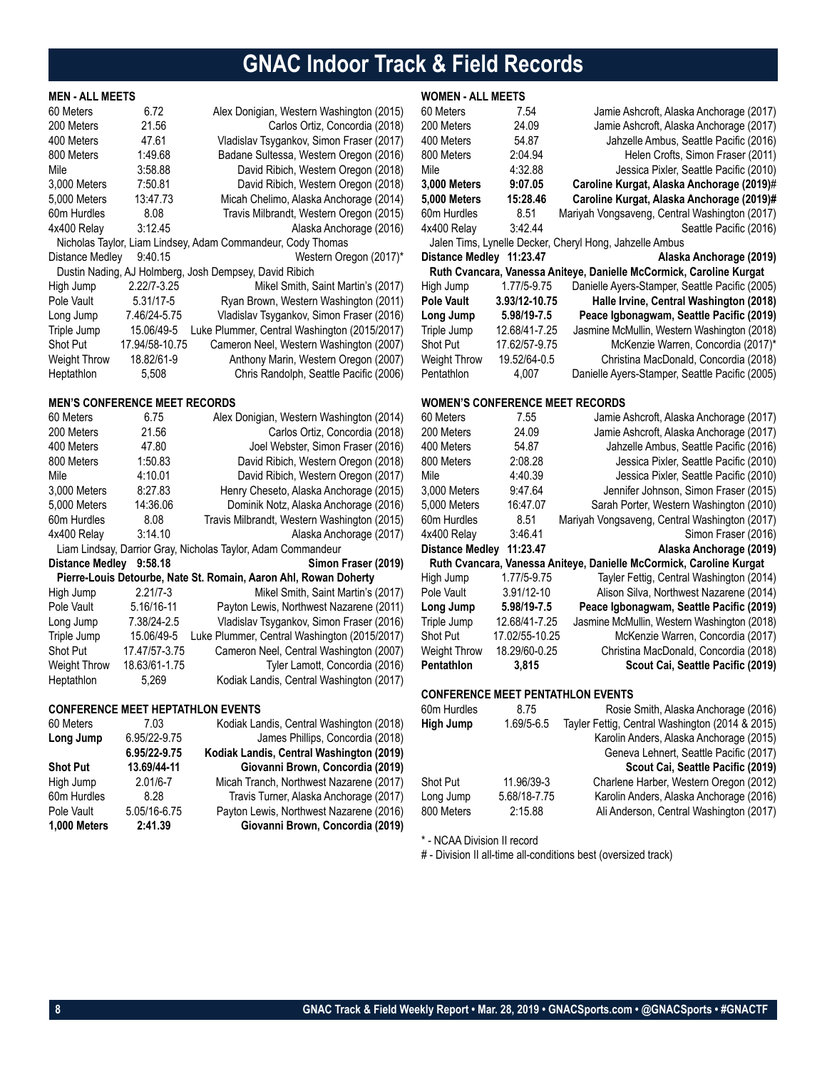# GNAC Indoor Track & Field Records

## MEN - ALL MEETS

| Event | Mark | Record Holder |
|---|---|---|
| 60 Meters | 6.72 | Alex Donigian, Western Washington (2015) |
| 200 Meters | 21.56 | Carlos Ortiz, Concordia (2018) |
| 400 Meters | 47.61 | Vladislav Tsygankov, Simon Fraser (2017) |
| 800 Meters | 1:49.68 | Badane Sultessa, Western Oregon (2016) |
| Mile | 3:58.88 | David Ribich, Western Oregon (2018) |
| 3,000 Meters | 7:50.81 | David Ribich, Western Oregon (2018) |
| 5,000 Meters | 13:47.73 | Micah Chelimo, Alaska Anchorage (2014) |
| 60m Hurdles | 8.08 | Travis Milbrandt, Western Oregon (2015) |
| 4x400 Relay | 3:12.45 | Alaska Anchorage (2016) |
| | | Nicholas Taylor, Liam Lindsey, Adam Commandeur, Cody Thomas |
| Distance Medley | 9:40.15 | Western Oregon (2017)* |
| | | Dustin Nading, AJ Holmberg, Josh Dempsey, David Ribich |
| High Jump | 2.22/7-3.25 | Mikel Smith, Saint Martin's (2017) |
| Pole Vault | 5.31/17-5 | Ryan Brown, Western Washington (2011) |
| Long Jump | 7.46/24-5.75 | Vladislav Tsygankov, Simon Fraser (2016) |
| Triple Jump | 15.06/49-5 | Luke Plummer, Central Washington (2015/2017) |
| Shot Put | 17.94/58-10.75 | Cameron Neel, Western Washington (2007) |
| Weight Throw | 18.82/61-9 | Anthony Marin, Western Oregon (2007) |
| Heptathlon | 5,508 | Chris Randolph, Seattle Pacific (2006) |

## MEN'S CONFERENCE MEET RECORDS

| Event | Mark | Record Holder |
|---|---|---|
| 60 Meters | 6.75 | Alex Donigian, Western Washington (2014) |
| 200 Meters | 21.56 | Carlos Ortiz, Concordia (2018) |
| 400 Meters | 47.80 | Joel Webster, Simon Fraser (2016) |
| 800 Meters | 1:50.83 | David Ribich, Western Oregon (2018) |
| Mile | 4:10.01 | David Ribich, Western Oregon (2017) |
| 3,000 Meters | 8:27.83 | Henry Cheseto, Alaska Anchorage (2015) |
| 5,000 Meters | 14:36.06 | Dominik Notz, Alaska Anchorage (2016) |
| 60m Hurdles | 8.08 | Travis Milbrandt, Western Washington (2015) |
| 4x400 Relay | 3:14.10 | Alaska Anchorage (2017) |
| | | Liam Lindsay, Darrior Gray, Nicholas Taylor, Adam Commandeur |
| **Distance Medley** | **9:58.18** | **Simon Fraser (2019)** |
| | | **Pierre-Louis Detourbe, Nate St. Romain, Aaron Ahl, Rowan Doherty** |
| High Jump | 2.21/7-3 | Mikel Smith, Saint Martin's (2017) |
| Pole Vault | 5.16/16-11 | Payton Lewis, Northwest Nazarene (2011) |
| Long Jump | 7.38/24-2.5 | Vladislav Tsygankov, Simon Fraser (2016) |
| Triple Jump | 15.06/49-5 | Luke Plummer, Central Washington (2015/2017) |
| Shot Put | 17.47/57-3.75 | Cameron Neel, Central Washington (2007) |
| Weight Throw | 18.63/61-1.75 | Tyler Lamott, Concordia (2016) |
| Heptathlon | 5,269 | Kodiak Landis, Central Washington (2017) |

## CONFERENCE MEET HEPTATHLON EVENTS

| Event | Mark | Record Holder |
|---|---|---|
| 60 Meters | 7.03 | Kodiak Landis, Central Washington (2018) |
| **Long Jump** | 6.95/22-9.75 | James Phillips, Concordia (2018) |
| | **6.95/22-9.75** | **Kodiak Landis, Central Washington (2019)** |
| **Shot Put** | **13.69/44-11** | **Giovanni Brown, Concordia (2019)** |
| High Jump | 2.01/6-7 | Micah Tranch, Northwest Nazarene (2017) |
| 60m Hurdles | 8.28 | Travis Turner, Alaska Anchorage (2017) |
| Pole Vault | 5.05/16-6.75 | Payton Lewis, Northwest Nazarene (2016) |
| **1,000 Meters** | **2:41.39** | **Giovanni Brown, Concordia (2019)** |

## WOMEN - ALL MEETS

| Event | Mark | Record Holder |
|---|---|---|
| 60 Meters | 7.54 | Jamie Ashcroft, Alaska Anchorage (2017) |
| 200 Meters | 24.09 | Jamie Ashcroft, Alaska Anchorage (2017) |
| 400 Meters | 54.87 | Jahzelle Ambus, Seattle Pacific (2016) |
| 800 Meters | 2:04.94 | Helen Crofts, Simon Fraser (2011) |
| Mile | 4:32.88 | Jessica Pixler, Seattle Pacific (2010) |
| **3,000 Meters** | **9:07.05** | **Caroline Kurgat, Alaska Anchorage (2019)#** |
| **5,000 Meters** | **15:28.46** | **Caroline Kurgat, Alaska Anchorage (2019)#** |
| 60m Hurdles | 8.51 | Mariyah Vongsaveng, Central Washington (2017) |
| 4x400 Relay | 3:42.44 | Seattle Pacific (2016) |
| | | Jalen Tims, Lynelle Decker, Cheryl Hong, Jahzelle Ambus |
| **Distance Medley** | **11:23.47** | **Alaska Anchorage (2019)** |
| | | **Ruth Cvancara, Vanessa Aniteye, Danielle McCormick, Caroline Kurgat** |
| High Jump | 1.77/5-9.75 | Danielle Ayers-Stamper, Seattle Pacific (2005) |
| **Pole Vault** | **3.93/12-10.75** | **Halle Irvine, Central Washington (2018)** |
| **Long Jump** | **5.98/19-7.5** | **Peace Igbonagwam, Seattle Pacific (2019)** |
| Triple Jump | 12.68/41-7.25 | Jasmine McMullin, Western Washington (2018) |
| Shot Put | 17.62/57-9.75 | McKenzie Warren, Concordia (2017)* |
| Weight Throw | 19.52/64-0.5 | Christina MacDonald, Concordia (2018) |
| Pentathlon | 4,007 | Danielle Ayers-Stamper, Seattle Pacific (2005) |

## WOMEN'S CONFERENCE MEET RECORDS

| Event | Mark | Record Holder |
|---|---|---|
| 60 Meters | 7.55 | Jamie Ashcroft, Alaska Anchorage (2017) |
| 200 Meters | 24.09 | Jamie Ashcroft, Alaska Anchorage (2017) |
| 400 Meters | 54.87 | Jahzelle Ambus, Seattle Pacific (2016) |
| 800 Meters | 2:08.28 | Jessica Pixler, Seattle Pacific (2010) |
| Mile | 4:40.39 | Jessica Pixler, Seattle Pacific (2010) |
| 3,000 Meters | 9:47.64 | Jennifer Johnson, Simon Fraser (2015) |
| 5,000 Meters | 16:47.07 | Sarah Porter, Western Washington (2010) |
| 60m Hurdles | 8.51 | Mariyah Vongsaveng, Central Washington (2017) |
| 4x400 Relay | 3:46.41 | Simon Fraser (2016) |
| **Distance Medley** | **11:23.47** | **Alaska Anchorage (2019)** |
| | | **Ruth Cvancara, Vanessa Aniteye, Danielle McCormick, Caroline Kurgat** |
| High Jump | 1.77/5-9.75 | Tayler Fettig, Central Washington (2014) |
| Pole Vault | 3.91/12-10 | Alison Silva, Northwest Nazarene (2014) |
| **Long Jump** | **5.98/19-7.5** | **Peace Igbonagwam, Seattle Pacific (2019)** |
| Triple Jump | 12.68/41-7.25 | Jasmine McMullin, Western Washington (2018) |
| Shot Put | 17.02/55-10.25 | McKenzie Warren, Concordia (2017) |
| Weight Throw | 18.29/60-0.25 | Christina MacDonald, Concordia (2018) |
| **Pentathlon** | **3,815** | **Scout Cai, Seattle Pacific (2019)** |

## CONFERENCE MEET PENTATHLON EVENTS

| Event | Mark | Record Holder |
|---|---|---|
| 60m Hurdles | 8.75 | Rosie Smith, Alaska Anchorage (2016) |
| **High Jump** | 1.69/5-6.5 | Tayler Fettig, Central Washington (2014 & 2015) |
| | | Karolin Anders, Alaska Anchorage (2015) |
| | | Geneva Lehnert, Seattle Pacific (2017) |
| | | **Scout Cai, Seattle Pacific (2019)** |
| Shot Put | 11.96/39-3 | Charlene Harber, Western Oregon (2012) |
| Long Jump | 5.68/18-7.75 | Karolin Anders, Alaska Anchorage (2016) |
| 800 Meters | 2:15.88 | Ali Anderson, Central Washington (2017) |

\* - NCAA Division II record

\# - Division II all-time all-conditions best (oversized track)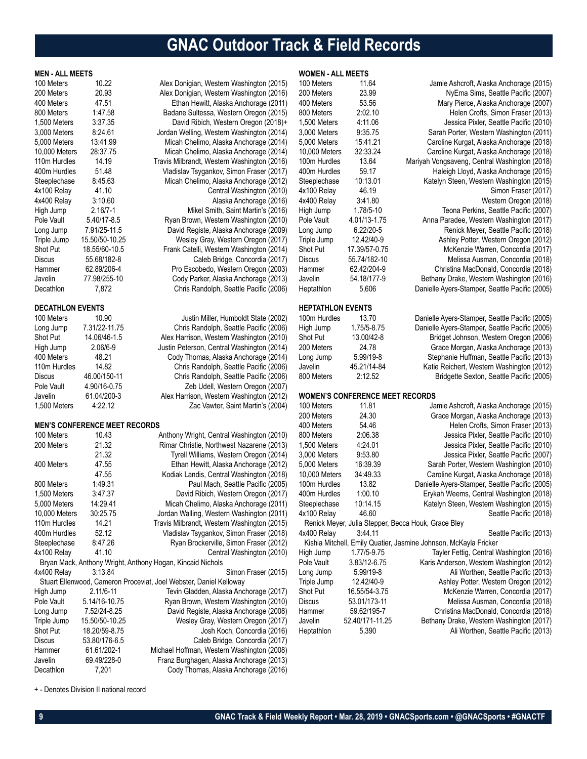# GNAC Outdoor Track & Field Records

### MEN - ALL MEETS

| Event | Mark | Record Holder |
|---|---|---|
| 100 Meters | 10.22 | Alex Donigian, Western Washington (2015) |
| 200 Meters | 20.93 | Alex Donigian, Western Washington (2016) |
| 400 Meters | 47.51 | Ethan Hewitt, Alaska Anchorage (2011) |
| 800 Meters | 1:47.58 | Badane Sultessa, Western Oregon (2015) |
| 1,500 Meters | 3:37.35 | David Ribich, Western Oregon (2018)+ |
| 3,000 Meters | 8:24.61 | Jordan Welling, Western Washington (2014) |
| 5,000 Meters | 13:41.99 | Micah Chelimo, Alaska Anchorage (2014) |
| 10,000 Meters | 28:37.75 | Micah Chelimo, Alaska Anchorage (2014) |
| 110m Hurdles | 14.19 | Travis Milbrandt, Western Washington (2016) |
| 400m Hurdles | 51.48 | Vladislav Tsygankov, Simon Fraser (2017) |
| Steeplechase | 8:45.63 | Micah Chelimo, Alaska Anchorage (2012) |
| 4x100 Relay | 41.10 | Central Washington (2010) |
| 4x400 Relay | 3:10.60 | Alaska Anchorage (2016) |
| High Jump | 2.16/7-1 | Mikel Smith, Saint Martin's (2016) |
| Pole Vault | 5.40/17-8.5 | Ryan Brown, Western Washington (2010) |
| Long Jump | 7.91/25-11.5 | David Registe, Alaska Anchorage (2009) |
| Triple Jump | 15.50/50-10.25 | Wesley Gray, Western Oregon (2017) |
| Shot Put | 18.55/60-10.5 | Frank Catelli, Western Washington (2014) |
| Discus | 55.68/182-8 | Caleb Bridge, Concordia (2017) |
| Hammer | 62.89/206-4 | Pro Escobedo, Western Oregon (2003) |
| Javelin | 77.98/255-10 | Cody Parker, Alaska Anchorage (2013) |
| Decathlon | 7,872 | Chris Randolph, Seattle Pacific (2006) |

### DECATHLON EVENTS

| Event | Mark | Record Holder |
|---|---|---|
| 100 Meters | 10.90 | Justin Miller, Humboldt State (2002) |
| Long Jump | 7.31/22-11.75 | Chris Randolph, Seattle Pacific (2006) |
| Shot Put | 14.06/46-1.5 | Alex Harrison, Western Washington (2010) |
| High Jump | 2.06/6-9 | Justin Peterson, Central Washington (2014) |
| 400 Meters | 48.21 | Cody Thomas, Alaska Anchorage (2014) |
| 110m Hurdles | 14.82 | Chris Randolph, Seattle Pacific (2006) |
| Discus | 46.00/150-11 | Chris Randolph, Seattle Pacific (2006) |
| Pole Vault | 4.90/16-0.75 | Zeb Udell, Western Oregon (2007) |
| Javelin | 61.04/200-3 | Alex Harrison, Western Washington (2012) |
| 1,500 Meters | 4:22.12 | Zac Vawter, Saint Martin's (2004) |

### MEN'S CONFERENCE MEET RECORDS

| Event | Mark | Record Holder |
|---|---|---|
| 100 Meters | 10.43 | Anthony Wright, Central Washington (2010) |
| 200 Meters | 21.32 | Rimar Christie, Northwest Nazarene (2013) |
| | 21.32 | Tyrell Williams, Western Oregon (2014) |
| 400 Meters | 47.55 | Ethan Hewitt, Alaska Anchorage (2012) |
| | 47.55 | Kodiak Landis, Central Washington (2018) |
| 800 Meters | 1:49.31 | Paul Mach, Seattle Pacific (2005) |
| 1,500 Meters | 3:47.37 | David Ribich, Western Oregon (2017) |
| 5,000 Meters | 14:29.41 | Micah Chelimo, Alaska Anchorage (2011) |
| 10,000 Meters | 30:25.75 | Jordan Walling, Western Washington (2011) |
| 110m Hurdles | 14.21 | Travis Milbrandt, Western Washington (2015) |
| 400m Hurdles | 52.12 | Vladislav Tsygankov, Simon Fraser (2018) |
| Steeplechase | 8:47.26 | Ryan Brockerville, Simon Fraser (2012) |
| 4x100 Relay | 41.10 | Central Washington (2010) |
| Bryan Mack, Anthony Wright, Anthony Hogan, Kincaid Nichols | | |
| 4x400 Relay | 3:13.84 | Simon Fraser (2015) |
| Stuart Ellenwood, Cameron Proceviat, Joel Webster, Daniel Kelloway | | |
| High Jump | 2.11/6-11 | Tevin Gladden, Alaska Anchorage (2017) |
| Pole Vault | 5.14/16-10.75 | Ryan Brown, Western Washington (2010) |
| Long Jump | 7.52/24-8.25 | David Registe, Alaska Anchorage (2008) |
| Triple Jump | 15.50/50-10.25 | Wesley Gray, Western Oregon (2017) |
| Shot Put | 18.20/59-8.75 | Josh Koch, Concordia (2016) |
| Discus | 53.80/176-6.5 | Caleb Bridge, Concordia (2017) |
| Hammer | 61.61/202-1 | Michael Hoffman, Western Washington (2008) |
| Javelin | 69.49/228-0 | Franz Burghagen, Alaska Anchorage (2013) |
| Decathlon | 7,201 | Cody Thomas, Alaska Anchorage (2016) |

\+ - Denotes Division II national record

### WOMEN - ALL MEETS

| Event | Mark | Record Holder |
|---|---|---|
| 100 Meters | 11.64 | Jamie Ashcroft, Alaska Anchorage (2015) |
| 200 Meters | 23.99 | NyEma Sims, Seattle Pacific (2007) |
| 400 Meters | 53.56 | Mary Pierce, Alaska Anchorage (2007) |
| 800 Meters | 2:02.10 | Helen Crofts, Simon Fraser (2013) |
| 1,500 Meters | 4:11.06 | Jessica Pixler, Seattle Pacific (2010) |
| 3,000 Meters | 9:35.75 | Sarah Porter, Western Washington (2011) |
| 5,000 Meters | 15:41.21 | Caroline Kurgat, Alaska Anchorage (2018) |
| 10,000 Meters | 32:33.24 | Caroline Kurgat, Alaska Anchorage (2018) |
| 100m Hurdles | 13.64 | Mariyah Vongsaveng, Central Washington (2018) |
| 400m Hurdles | 59.17 | Haleigh Lloyd, Alaska Anchorage (2015) |
| Steeplechase | 10:13.01 | Katelyn Steen, Western Washington (2015) |
| 4x100 Relay | 46.19 | Simon Fraser (2017) |
| 4x400 Relay | 3:41.80 | Western Oregon (2018) |
| High Jump | 1.78/5-10 | Teona Perkins, Seattle Pacific (2007) |
| Pole Vault | 4.01/13-1.75 | Anna Paradee, Western Washington (2017) |
| Long Jump | 6.22/20-5 | Renick Meyer, Seattle Pacific (2018) |
| Triple Jump | 12.42/40-9 | Ashley Potter, Western Oregon (2012) |
| Shot Put | 17.39/57-0.75 | McKenzie Warren, Concordia (2017) |
| Discus | 55.74/182-10 | Melissa Ausman, Concordia (2018) |
| Hammer | 62.42/204-9 | Christina MacDonald, Concordia (2018) |
| Javelin | 54.18/177-9 | Bethany Drake, Western Washington (2016) |
| Heptathlon | 5,606 | Danielle Ayers-Stamper, Seattle Pacific (2005) |

### HEPTATHLON EVENTS

| Event | Mark | Record Holder |
|---|---|---|
| 100m Hurdles | 13.70 | Danielle Ayers-Stamper, Seattle Pacific (2005) |
| High Jump | 1.75/5-8.75 | Danielle Ayers-Stamper, Seattle Pacific (2005) |
| Shot Put | 13.00/42-8 | Bridget Johnson, Western Oregon (2006) |
| 200 Meters | 24.78 | Grace Morgan, Alaska Anchorage (2013) |
| Long Jump | 5.99/19-8 | Stephanie Huffman, Seattle Pacific (2013) |
| Javelin | 45.21/14-84 | Katie Reichert, Western Washington (2012) |
| 800 Meters | 2:12.52 | Bridgette Sexton, Seattle Pacific (2005) |

### WOMEN'S CONFERENCE MEET RECORDS

| Event | Mark | Record Holder |
|---|---|---|
| 100 Meters | 11.81 | Jamie Ashcroft, Alaska Anchorage (2015) |
| 200 Meters | 24.30 | Grace Morgan, Alaska Anchorage (2013) |
| 400 Meters | 54.46 | Helen Crofts, Simon Fraser (2013) |
| 800 Meters | 2:06.38 | Jessica Pixler, Seattle Pacific (2010) |
| 1,500 Meters | 4:24.01 | Jessica Pixler, Seattle Pacific (2010) |
| 3,000 Meters | 9:53.80 | Jessica Pixler, Seattle Pacific (2007) |
| 5,000 Meters | 16:39.39 | Sarah Porter, Western Washington (2010) |
| 10,000 Meters | 34:49.33 | Caroline Kurgat, Alaska Anchorage (2018) |
| 100m Hurdles | 13.82 | Danielle Ayers-Stamper, Seattle Pacific (2005) |
| 400m Hurdles | 1:00.10 | Erykah Weems, Central Washington (2018) |
| Steeplechase | 10:14.15 | Katelyn Steen, Western Washington (2015) |
| 4x100 Relay | 46.60 | Seattle Pacific (2018) |
| Renick Meyer, Julia Stepper, Becca Houk, Grace Bley | | |
| 4x400 Relay | 3:44.11 | Seattle Pacific (2013) |
| Kishia Mitchell, Emily Quatier, Jasmine Johnson, McKayla Fricker | | |
| High Jump | 1.77/5-9.75 | Tayler Fettig, Central Washington (2016) |
| Pole Vault | 3.83/12-6.75 | Karis Anderson, Western Washington (2012) |
| Long Jump | 5.99/19-8 | Ali Worthen, Seattle Pacific (2013) |
| Triple Jump | 12.42/40-9 | Ashley Potter, Western Oregon (2012) |
| Shot Put | 16.55/54-3.75 | McKenzie Warren, Concordia (2017) |
| Discus | 53.01/173-11 | Melissa Ausman, Concordia (2018) |
| Hammer | 59.62/195-7 | Christina MacDonald, Concordia (2018) |
| Javelin | 52.40/171-11.25 | Bethany Drake, Western Washington (2017) |
| Heptathlon | 5,390 | Ali Worthen, Seattle Pacific (2013) |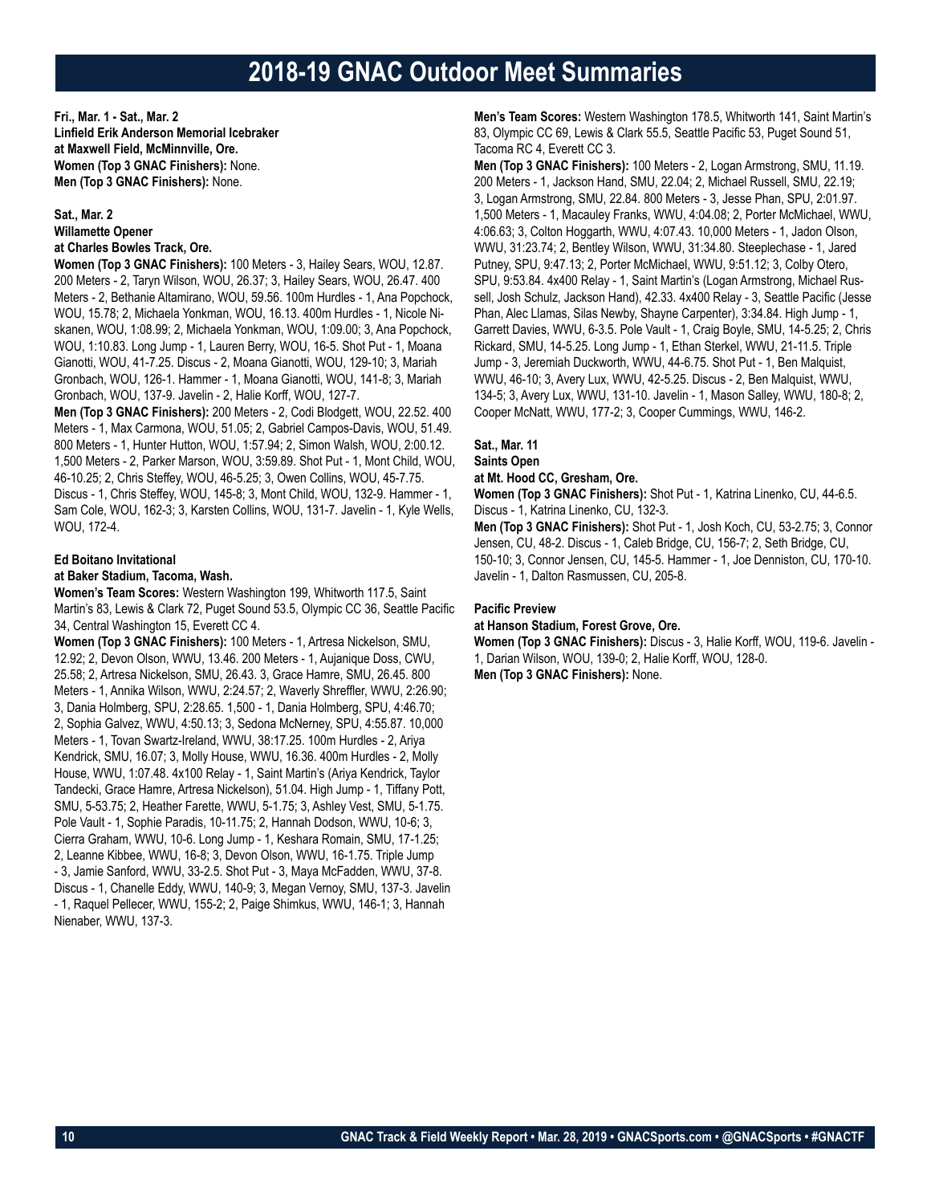# 2018-19 GNAC Outdoor Meet Summaries

**Fri., Mar. 1 - Sat., Mar. 2**
**Linfield Erik Anderson Memorial Icebreaker**
**at Maxwell Field, McMinnville, Ore.**
**Women (Top 3 GNAC Finishers):** None.
**Men (Top 3 GNAC Finishers):** None.

**Sat., Mar. 2**
**Willamette Opener**
**at Charles Bowles Track, Ore.**
**Women (Top 3 GNAC Finishers):** 100 Meters - 3, Hailey Sears, WOU, 12.87. 200 Meters - 2, Taryn Wilson, WOU, 26.37; 3, Hailey Sears, WOU, 26.47. 400 Meters - 2, Bethanie Altamirano, WOU, 59.56. 100m Hurdles - 1, Ana Popchock, WOU, 15.78; 2, Michaela Yonkman, WOU, 16.13. 400m Hurdles - 1, Nicole Niskanen, WOU, 1:08.99; 2, Michaela Yonkman, WOU, 1:09.00; 3, Ana Popchock, WOU, 1:10.83. Long Jump - 1, Lauren Berry, WOU, 16-5. Shot Put - 1, Moana Gianotti, WOU, 41-7.25. Discus - 2, Moana Gianotti, WOU, 129-10; 3, Mariah Gronbach, WOU, 126-1. Hammer - 1, Moana Gianotti, WOU, 141-8; 3, Mariah Gronbach, WOU, 137-9. Javelin - 2, Halie Korff, WOU, 127-7.
**Men (Top 3 GNAC Finishers):** 200 Meters - 2, Codi Blodgett, WOU, 22.52. 400 Meters - 1, Max Carmona, WOU, 51.05; 2, Gabriel Campos-Davis, WOU, 51.49. 800 Meters - 1, Hunter Hutton, WOU, 1:57.94; 2, Simon Walsh, WOU, 2:00.12. 1,500 Meters - 2, Parker Marson, WOU, 3:59.89. Shot Put - 1, Mont Child, WOU, 46-10.25; 2, Chris Steffey, WOU, 46-5.25; 3, Owen Collins, WOU, 45-7.75. Discus - 1, Chris Steffey, WOU, 145-8; 3, Mont Child, WOU, 132-9. Hammer - 1, Sam Cole, WOU, 162-3; 3, Karsten Collins, WOU, 131-7. Javelin - 1, Kyle Wells, WOU, 172-4.

**Ed Boitano Invitational**
**at Baker Stadium, Tacoma, Wash.**
**Women's Team Scores:** Western Washington 199, Whitworth 117.5, Saint Martin's 83, Lewis & Clark 72, Puget Sound 53.5, Olympic CC 36, Seattle Pacific 34, Central Washington 15, Everett CC 4.
**Women (Top 3 GNAC Finishers):** 100 Meters - 1, Artresa Nickelson, SMU, 12.92; 2, Devon Olson, WWU, 13.46. 200 Meters - 1, Aujanique Doss, CWU, 25.58; 2, Artresa Nickelson, SMU, 26.43. 3, Grace Hamre, SMU, 26.45. 800 Meters - 1, Annika Wilson, WWU, 2:24.57; 2, Waverly Shreffler, WWU, 2:26.90; 3, Dania Holmberg, SPU, 2:28.65. 1,500 - 1, Dania Holmberg, SPU, 4:46.70; 2, Sophia Galvez, WWU, 4:50.13; 3, Sedona McNerney, SPU, 4:55.87. 10,000 Meters - 1, Tovan Swartz-Ireland, WWU, 38:17.25. 100m Hurdles - 2, Ariya Kendrick, SMU, 16.07; 3, Molly House, WWU, 16.36. 400m Hurdles - 2, Molly House, WWU, 1:07.48. 4x100 Relay - 1, Saint Martin's (Ariya Kendrick, Taylor Tandecki, Grace Hamre, Artresa Nickelson), 51.04. High Jump - 1, Tiffany Pott, SMU, 5-53.75; 2, Heather Farette, WWU, 5-1.75; 3, Ashley Vest, SMU, 5-1.75. Pole Vault - 1, Sophie Paradis, 10-11.75; 2, Hannah Dodson, WWU, 10-6; 3, Cierra Graham, WWU, 10-6. Long Jump - 1, Keshara Romain, SMU, 17-1.25; 2, Leanne Kibbee, WWU, 16-8; 3, Devon Olson, WWU, 16-1.75. Triple Jump - 3, Jamie Sanford, WWU, 33-2.5. Shot Put - 3, Maya McFadden, WWU, 37-8. Discus - 1, Chanelle Eddy, WWU, 140-9; 3, Megan Vernoy, SMU, 137-3. Javelin - 1, Raquel Pellecer, WWU, 155-2; 2, Paige Shimkus, WWU, 146-1; 3, Hannah Nienaber, WWU, 137-3.

**Men's Team Scores:** Western Washington 178.5, Whitworth 141, Saint Martin's 83, Olympic CC 69, Lewis & Clark 55.5, Seattle Pacific 53, Puget Sound 51, Tacoma RC 4, Everett CC 3.
**Men (Top 3 GNAC Finishers):** 100 Meters - 2, Logan Armstrong, SMU, 11.19. 200 Meters - 1, Jackson Hand, SMU, 22.04; 2, Michael Russell, SMU, 22.19; 3, Logan Armstrong, SMU, 22.84. 800 Meters - 3, Jesse Phan, SPU, 2:01.97. 1,500 Meters - 1, Macauley Franks, WWU, 4:04.08; 2, Porter McMichael, WWU, 4:06.63; 3, Colton Hoggarth, WWU, 4:07.43. 10,000 Meters - 1, Jadon Olson, WWU, 31:23.74; 2, Bentley Wilson, WWU, 31:34.80. Steeplechase - 1, Jared Putney, SPU, 9:47.13; 2, Porter McMichael, WWU, 9:51.12; 3, Colby Otero, SPU, 9:53.84. 4x400 Relay - 1, Saint Martin's (Logan Armstrong, Michael Russell, Josh Schulz, Jackson Hand), 42.33. 4x400 Relay - 3, Seattle Pacific (Jesse Phan, Alec Llamas, Silas Newby, Shayne Carpenter), 3:34.84. High Jump - 1, Garrett Davies, WWU, 6-3.5. Pole Vault - 1, Craig Boyle, SMU, 14-5.25; 2, Chris Rickard, SMU, 14-5.25. Long Jump - 1, Ethan Sterkel, WWU, 21-11.5. Triple Jump - 3, Jeremiah Duckworth, WWU, 44-6.75. Shot Put - 1, Ben Malquist, WWU, 46-10; 3, Avery Lux, WWU, 42-5.25. Discus - 2, Ben Malquist, WWU, 134-5; 3, Avery Lux, WWU, 131-10. Javelin - 1, Mason Salley, WWU, 180-8; 2, Cooper McNatt, WWU, 177-2; 3, Cooper Cummings, WWU, 146-2.

**Sat., Mar. 11**
**Saints Open**
**at Mt. Hood CC, Gresham, Ore.**
**Women (Top 3 GNAC Finishers):** Shot Put - 1, Katrina Linenko, CU, 44-6.5. Discus - 1, Katrina Linenko, CU, 132-3.
**Men (Top 3 GNAC Finishers):** Shot Put - 1, Josh Koch, CU, 53-2.75; 3, Connor Jensen, CU, 48-2. Discus - 1, Caleb Bridge, CU, 156-7; 2, Seth Bridge, CU, 150-10; 3, Connor Jensen, CU, 145-5. Hammer - 1, Joe Denniston, CU, 170-10. Javelin - 1, Dalton Rasmussen, CU, 205-8.

**Pacific Preview**
**at Hanson Stadium, Forest Grove, Ore.**
**Women (Top 3 GNAC Finishers):** Discus - 3, Halie Korff, WOU, 119-6. Javelin - 1, Darian Wilson, WOU, 139-0; 2, Halie Korff, WOU, 128-0.
**Men (Top 3 GNAC Finishers):** None.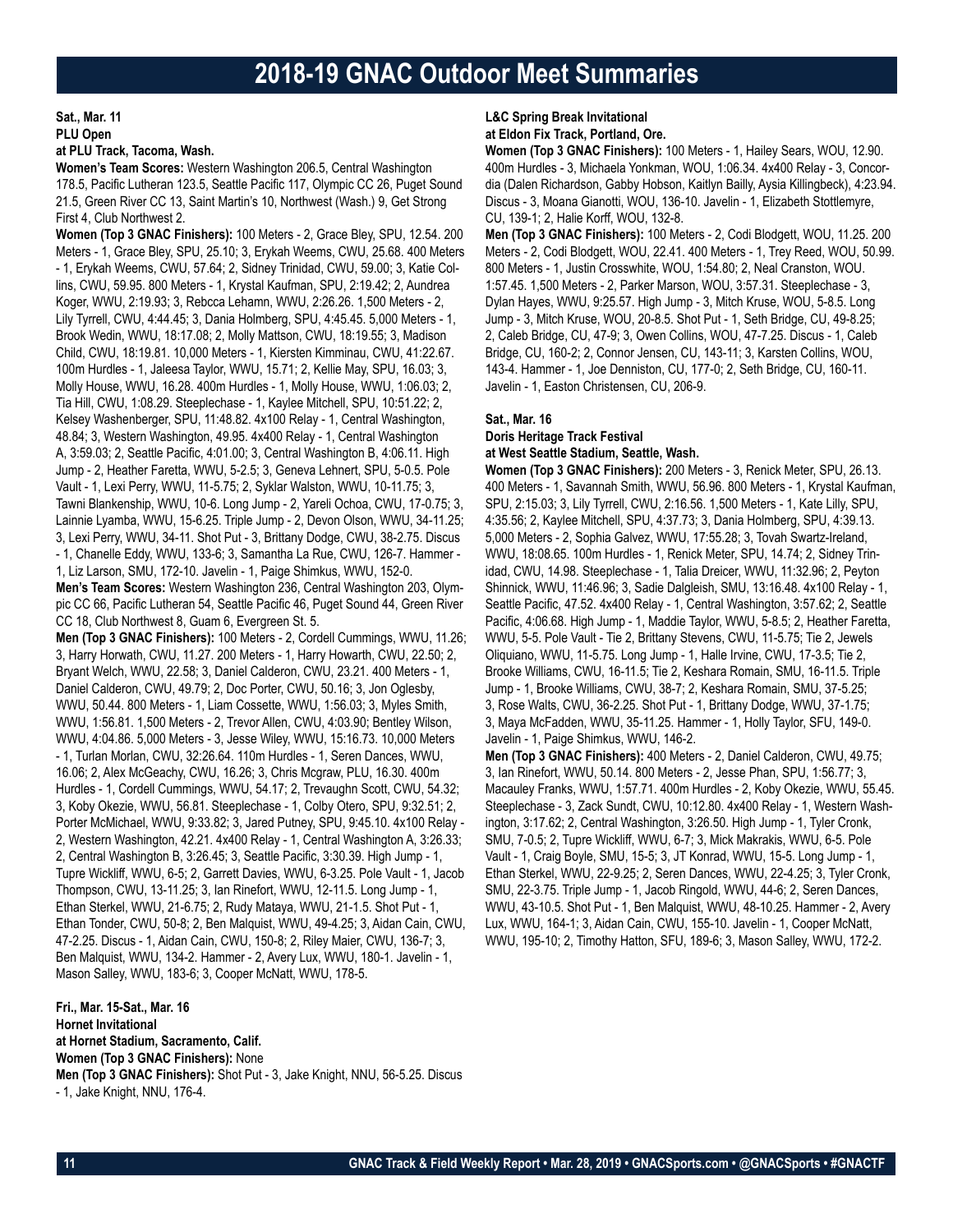# 2018-19 GNAC Outdoor Meet Summaries

**Sat., Mar. 11**
**PLU Open**
**at PLU Track, Tacoma, Wash.**

**Women's Team Scores:** Western Washington 206.5, Central Washington 178.5, Pacific Lutheran 123.5, Seattle Pacific 117, Olympic CC 26, Puget Sound 21.5, Green River CC 13, Saint Martin's 10, Northwest (Wash.) 9, Get Strong First 4, Club Northwest 2.

**Women (Top 3 GNAC Finishers):** 100 Meters - 2, Grace Bley, SPU, 12.54. 200 Meters - 1, Grace Bley, SPU, 25.10; 3, Erykah Weems, CWU, 25.68. 400 Meters - 1, Erykah Weems, CWU, 57.64; 2, Sidney Trinidad, CWU, 59.00; 3, Katie Collins, CWU, 59.95. 800 Meters - 1, Krystal Kaufman, SPU, 2:19.42; 2, Aundrea Koger, WWU, 2:19.93; 3, Rebcca Lehamn, WWU, 2:26.26. 1,500 Meters - 2, Lily Tyrrell, CWU, 4:44.45; 3, Dania Holmberg, SPU, 4:45.45. 5,000 Meters - 1, Brook Wedin, WWU, 18:17.08; 2, Molly Mattson, CWU, 18:19.55; 3, Madison Child, CWU, 18:19.81. 10,000 Meters - 1, Kiersten Kimminau, CWU, 41:22.67. 100m Hurdles - 1, Jaleesa Taylor, WWU, 15.71; 2, Kellie May, SPU, 16.03; 3, Molly House, WWU, 16.28. 400m Hurdles - 1, Molly House, WWU, 1:06.03; 2, Tia Hill, CWU, 1:08.29. Steeplechase - 1, Kaylee Mitchell, SPU, 10:51.22; 2, Kelsey Washenberger, SPU, 11:48.82. 4x100 Relay - 1, Central Washington, 48.84; 3, Western Washington, 49.95. 4x400 Relay - 1, Central Washington A, 3:59.03; 2, Seattle Pacific, 4:01.00; 3, Central Washington B, 4:06.11. High Jump - 2, Heather Faretta, WWU, 5-2.5; 3, Geneva Lehnert, SPU, 5-0.5. Pole Vault - 1, Lexi Perry, WWU, 11-5.75; 2, Syklar Walston, WWU, 10-11.75; 3, Tawni Blankenship, WWU, 10-6. Long Jump - 2, Yareli Ochoa, CWU, 17-0.75; 3, Lainnie Lyamba, WWU, 15-6.25. Triple Jump - 2, Devon Olson, WWU, 34-11.25; 3, Lexi Perry, WWU, 34-11. Shot Put - 3, Brittany Dodge, CWU, 38-2.75. Discus - 1, Chanelle Eddy, WWU, 133-6; 3, Samantha La Rue, CWU, 126-7. Hammer - 1, Liz Larson, SMU, 172-10. Javelin - 1, Paige Shimkus, WWU, 152-0.

**Men's Team Scores:** Western Washington 236, Central Washington 203, Olympic CC 66, Pacific Lutheran 54, Seattle Pacific 46, Puget Sound 44, Green River CC 18, Club Northwest 8, Guam 6, Evergreen St. 5.

**Men (Top 3 GNAC Finishers):** 100 Meters - 2, Cordell Cummings, WWU, 11.26; 3, Harry Horwath, CWU, 11.27. 200 Meters - 1, Harry Howarth, CWU, 22.50; 2, Bryant Welch, WWU, 22.58; 3, Daniel Calderon, CWU, 23.21. 400 Meters - 1, Daniel Calderon, CWU, 49.79; 2, Doc Porter, CWU, 50.16; 3, Jon Oglesby, WWU, 50.44. 800 Meters - 1, Liam Cossette, WWU, 1:56.03; 3, Myles Smith, WWU, 1:56.81. 1,500 Meters - 2, Trevor Allen, CWU, 4:03.90; Bentley Wilson, WWU, 4:04.86. 5,000 Meters - 3, Jesse Wiley, WWU, 15:16.73. 10,000 Meters - 1, Turlan Morlan, CWU, 32:26.64. 110m Hurdles - 1, Seren Dances, WWU, 16.06; 2, Alex McGeachy, CWU, 16.26; 3, Chris Mcgraw, PLU, 16.30. 400m Hurdles - 1, Cordell Cummings, WWU, 54.17; 2, Trevaughn Scott, CWU, 54.32; 3, Koby Okezie, WWU, 56.81. Steeplechase - 1, Colby Otero, SPU, 9:32.51; 2, Porter McMichael, WWU, 9:33.82; 3, Jared Putney, SPU, 9:45.10. 4x100 Relay - 2, Western Washington, 42.21. 4x400 Relay - 1, Central Washington A, 3:26.33; 2, Central Washington B, 3:26.45; 3, Seattle Pacific, 3:30.39. High Jump - 1, Tupre Wickliff, WWU, 6-5; 2, Garrett Davies, WWU, 6-3.25. Pole Vault - 1, Jacob Thompson, CWU, 13-11.25; 3, Ian Rinefort, WWU, 12-11.5. Long Jump - 1, Ethan Sterkel, WWU, 21-6.75; 2, Rudy Mataya, WWU, 21-1.5. Shot Put - 1, Ethan Tonder, CWU, 50-8; 2, Ben Malquist, WWU, 49-4.25; 3, Aidan Cain, CWU, 47-2.25. Discus - 1, Aidan Cain, CWU, 150-8; 2, Riley Maier, CWU, 136-7; 3, Ben Malquist, WWU, 134-2. Hammer - 2, Avery Lux, WWU, 180-1. Javelin - 1, Mason Salley, WWU, 183-6; 3, Cooper McNatt, WWU, 178-5.

**Fri., Mar. 15-Sat., Mar. 16**
**Hornet Invitational**
**at Hornet Stadium, Sacramento, Calif.**

**Women (Top 3 GNAC Finishers):** None

**Men (Top 3 GNAC Finishers):** Shot Put - 3, Jake Knight, NNU, 56-5.25. Discus - 1, Jake Knight, NNU, 176-4.

**L&C Spring Break Invitational**
**at Eldon Fix Track, Portland, Ore.**

**Women (Top 3 GNAC Finishers):** 100 Meters - 1, Hailey Sears, WOU, 12.90. 400m Hurdles - 3, Michaela Yonkman, WOU, 1:06.34. 4x400 Relay - 3, Concordia (Dalen Richardson, Gabby Hobson, Kaitlyn Bailly, Aysia Killingbeck), 4:23.94. Discus - 3, Moana Gianotti, WOU, 136-10. Javelin - 1, Elizabeth Stottlemyre, CU, 139-1; 2, Halie Korff, WOU, 132-8.

**Men (Top 3 GNAC Finishers):** 100 Meters - 2, Codi Blodgett, WOU, 11.25. 200 Meters - 2, Codi Blodgett, WOU, 22.41. 400 Meters - 1, Trey Reed, WOU, 50.99. 800 Meters - 1, Justin Crosswhite, WOU, 1:54.80; 2, Neal Cranston, WOU. 1:57.45. 1,500 Meters - 2, Parker Marson, WOU, 3:57.31. Steeplechase - 3, Dylan Hayes, WWU, 9:25.57. High Jump - 3, Mitch Kruse, WOU, 5-8.5. Long Jump - 3, Mitch Kruse, WOU, 20-8.5. Shot Put - 1, Seth Bridge, CU, 49-8.25; 2, Caleb Bridge, CU, 47-9; 3, Owen Collins, WOU, 47-7.25. Discus - 1, Caleb Bridge, CU, 160-2; 2, Connor Jensen, CU, 143-11; 3, Karsten Collins, WOU, 143-4. Hammer - 1, Joe Denniston, CU, 177-0; 2, Seth Bridge, CU, 160-11. Javelin - 1, Easton Christensen, CU, 206-9.

**Sat., Mar. 16**
**Doris Heritage Track Festival**
**at West Seattle Stadium, Seattle, Wash.**

**Women (Top 3 GNAC Finishers):** 200 Meters - 3, Renick Meter, SPU, 26.13. 400 Meters - 1, Savannah Smith, WWU, 56.96. 800 Meters - 1, Krystal Kaufman, SPU, 2:15.03; 3, Lily Tyrrell, CWU, 2:16.56. 1,500 Meters - 1, Kate Lilly, SPU, 4:35.56; 2, Kaylee Mitchell, SPU, 4:37.73; 3, Dania Holmberg, SPU, 4:39.13. 5,000 Meters - 2, Sophia Galvez, WWU, 17:55.28; 3, Tovah Swartz-Ireland, WWU, 18:08.65. 100m Hurdles - 1, Renick Meter, SPU, 14.74; 2, Sidney Trinidad, CWU, 14.98. Steeplechase - 1, Talia Dreicer, WWU, 11:32.96; 2, Peyton Shinnick, WWU, 11:46.96; 3, Sadie Dalgleish, SMU, 13:16.48. 4x100 Relay - 1, Seattle Pacific, 47.52. 4x400 Relay - 1, Central Washington, 3:57.62; 2, Seattle Pacific, 4:06.68. High Jump - 1, Maddie Taylor, WWU, 5-8.5; 2, Heather Faretta, WWU, 5-5. Pole Vault - Tie 2, Brittany Stevens, CWU, 11-5.75; Tie 2, Jewels Oliquiano, WWU, 11-5.75. Long Jump - 1, Halle Irvine, CWU, 17-3.5; Tie 2, Brooke Williams, CWU, 16-11.5; Tie 2, Keshara Romain, SMU, 16-11.5. Triple Jump - 1, Brooke Williams, CWU, 38-7; 2, Keshara Romain, SMU, 37-5.25; 3, Rose Walts, CWU, 36-2.25. Shot Put - 1, Brittany Dodge, WWU, 37-1.75; 3, Maya McFadden, WWU, 35-11.25. Hammer - 1, Holly Taylor, SFU, 149-0. Javelin - 1, Paige Shimkus, WWU, 146-2.

**Men (Top 3 GNAC Finishers):** 400 Meters - 2, Daniel Calderon, CWU, 49.75; 3, Ian Rinefort, WWU, 50.14. 800 Meters - 2, Jesse Phan, SPU, 1:56.77; 3, Macauley Franks, WWU, 1:57.71. 400m Hurdles - 2, Koby Okezie, WWU, 55.45. Steeplechase - 3, Zack Sundt, CWU, 10:12.80. 4x400 Relay - 1, Western Washington, 3:17.62; 2, Central Washington, 3:26.50. High Jump - 1, Tyler Cronk, SMU, 7-0.5; 2, Tupre Wickliff, WWU, 6-7; 3, Mick Makrakis, WWU, 6-5. Pole Vault - 1, Craig Boyle, SMU, 15-5; 3, JT Konrad, WWU, 15-5. Long Jump - 1, Ethan Sterkel, WWU, 22-9.25; 2, Seren Dances, WWU, 22-4.25; 3, Tyler Cronk, SMU, 22-3.75. Triple Jump - 1, Jacob Ringold, WWU, 44-6; 2, Seren Dances, WWU, 43-10.5. Shot Put - 1, Ben Malquist, WWU, 48-10.25. Hammer - 2, Avery Lux, WWU, 164-1; 3, Aidan Cain, CWU, 155-10. Javelin - 1, Cooper McNatt, WWU, 195-10; 2, Timothy Hatton, SFU, 189-6; 3, Mason Salley, WWU, 172-2.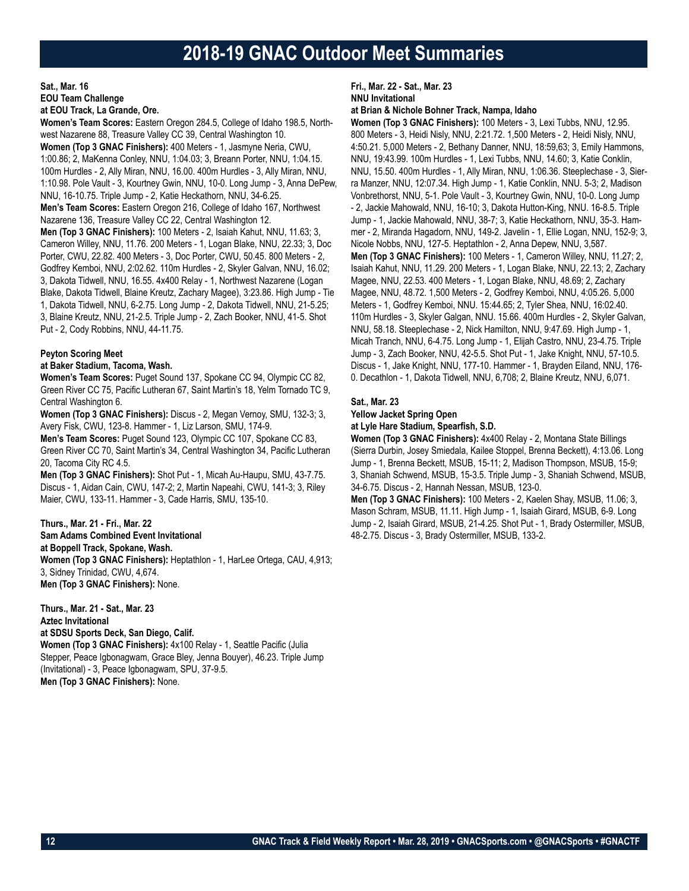# 2018-19 GNAC Outdoor Meet Summaries

**Sat., Mar. 16**
**EOU Team Challenge**
**at EOU Track, La Grande, Ore.**

**Women's Team Scores:** Eastern Oregon 284.5, College of Idaho 198.5, Northwest Nazarene 88, Treasure Valley CC 39, Central Washington 10.

**Women (Top 3 GNAC Finishers):** 400 Meters - 1, Jasmyne Neria, CWU, 1:00.86; 2, MaKenna Conley, NNU, 1:04.03; 3, Breann Porter, NNU, 1:04.15. 100m Hurdles - 2, Ally Miran, NNU, 16.00. 400m Hurdles - 3, Ally Miran, NNU, 1:10.98. Pole Vault - 3, Kourtney Gwin, NNU, 10-0. Long Jump - 3, Anna DePew, NNU, 16-10.75. Triple Jump - 2, Katie Heckathorn, NNU, 34-6.25.

**Men's Team Scores:** Eastern Oregon 216, College of Idaho 167, Northwest Nazarene 136, Treasure Valley CC 22, Central Washington 12.

**Men (Top 3 GNAC Finishers):** 100 Meters - 2, Isaiah Kahut, NNU, 11.63; 3, Cameron Willey, NNU, 11.76. 200 Meters - 1, Logan Blake, NNU, 22.33; 3, Doc Porter, CWU, 22.82. 400 Meters - 3, Doc Porter, CWU, 50.45. 800 Meters - 2, Godfrey Kemboi, NNU, 2:02.62. 110m Hurdles - 2, Skyler Galvan, NNU, 16.02; 3, Dakota Tidwell, NNU, 16.55. 4x400 Relay - 1, Northwest Nazarene (Logan Blake, Dakota Tidwell, Blaine Kreutz, Zachary Magee), 3:23.86. High Jump - Tie 1, Dakota Tidwell, NNU, 6-2.75. Long Jump - 2, Dakota Tidwell, NNU, 21-5.25; 3, Blaine Kreutz, NNU, 21-2.5. Triple Jump - 2, Zach Booker, NNU, 41-5. Shot Put - 2, Cody Robbins, NNU, 44-11.75.

**Peyton Scoring Meet**
**at Baker Stadium, Tacoma, Wash.**

**Women's Team Scores:** Puget Sound 137, Spokane CC 94, Olympic CC 82, Green River CC 75, Pacific Lutheran 67, Saint Martin's 18, Yelm Tornado TC 9, Central Washington 6.

**Women (Top 3 GNAC Finishers):** Discus - 2, Megan Vernoy, SMU, 132-3; 3, Avery Fisk, CWU, 123-8. Hammer - 1, Liz Larson, SMU, 174-9.

**Men's Team Scores:** Puget Sound 123, Olympic CC 107, Spokane CC 83, Green River CC 70, Saint Martin's 34, Central Washington 34, Pacific Lutheran 20, Tacoma City RC 4.5.

**Men (Top 3 GNAC Finishers):** Shot Put - 1, Micah Au-Haupu, SMU, 43-7.75. Discus - 1, Aidan Cain, CWU, 147-2; 2, Martin Napeahi, CWU, 141-3; 3, Riley Maier, CWU, 133-11. Hammer - 3, Cade Harris, SMU, 135-10.

**Thurs., Mar. 21 - Fri., Mar. 22**
**Sam Adams Combined Event Invitational**
**at Boppell Track, Spokane, Wash.**

**Women (Top 3 GNAC Finishers):** Heptathlon - 1, HarLee Ortega, CAU, 4,913; 3, Sidney Trinidad, CWU, 4,674.

**Men (Top 3 GNAC Finishers):** None.

**Thurs., Mar. 21 - Sat., Mar. 23**
**Aztec Invitational**
**at SDSU Sports Deck, San Diego, Calif.**

**Women (Top 3 GNAC Finishers):** 4x100 Relay - 1, Seattle Pacific (Julia Stepper, Peace Igbonagwam, Grace Bley, Jenna Bouyer), 46.23. Triple Jump (Invitational) - 3, Peace Igbonagwam, SPU, 37-9.5.

**Men (Top 3 GNAC Finishers):** None.

**Fri., Mar. 22 - Sat., Mar. 23**
**NNU Invitational**
**at Brian & Nichole Bohner Track, Nampa, Idaho**

**Women (Top 3 GNAC Finishers):** 100 Meters - 3, Lexi Tubbs, NNU, 12.95. 800 Meters - 3, Heidi Nisly, NNU, 2:21.72. 1,500 Meters - 2, Heidi Nisly, NNU, 4:50.21. 5,000 Meters - 2, Bethany Danner, NNU, 18:59,63; 3, Emily Hammons, NNU, 19:43.99. 100m Hurdles - 1, Lexi Tubbs, NNU, 14.60; 3, Katie Conklin, NNU, 15.50. 400m Hurdles - 1, Ally Miran, NNU, 1:06.36. Steeplechase - 3, Sierra Manzer, NNU, 12:07.34. High Jump - 1, Katie Conklin, NNU. 5-3; 2, Madison Vonbrethorst, NNU, 5-1. Pole Vault - 3, Kourtney Gwin, NNU, 10-0. Long Jump - 2, Jackie Mahowald, NNU, 16-10; 3, Dakota Hutton-King, NNU. 16-8.5. Triple Jump - 1, Jackie Mahowald, NNU, 38-7; 3, Katie Heckathorn, NNU, 35-3. Hammer - 2, Miranda Hagadorn, NNU, 149-2. Javelin - 1, Ellie Logan, NNU, 152-9; 3, Nicole Nobbs, NNU, 127-5. Heptathlon - 2, Anna Depew, NNU, 3,587.

**Men (Top 3 GNAC Finishers):** 100 Meters - 1, Cameron Willey, NNU, 11.27; 2, Isaiah Kahut, NNU, 11.29. 200 Meters - 1, Logan Blake, NNU, 22.13; 2, Zachary Magee, NNU, 22.53. 400 Meters - 1, Logan Blake, NNU, 48.69; 2, Zachary Magee, NNU, 48.72. 1,500 Meters - 2, Godfrey Kemboi, NNU, 4:05.26. 5,000 Meters - 1, Godfrey Kemboi, NNU. 15:44.65; 2, Tyler Shea, NNU, 16:02.40. 110m Hurdles - 3, Skyler Galgan, NNU. 15.66. 400m Hurdles - 2, Skyler Galvan, NNU, 58.18. Steeplechase - 2, Nick Hamilton, NNU, 9:47.69. High Jump - 1, Micah Tranch, NNU, 6-4.75. Long Jump - 1, Elijah Castro, NNU, 23-4.75. Triple Jump - 3, Zach Booker, NNU, 42-5.5. Shot Put - 1, Jake Knight, NNU, 57-10.5. Discus - 1, Jake Knight, NNU, 177-10. Hammer - 1, Brayden Eiland, NNU, 176-0. Decathlon - 1, Dakota Tidwell, NNU, 6,708; 2, Blaine Kreutz, NNU, 6,071.

**Sat., Mar. 23**
**Yellow Jacket Spring Open**
**at Lyle Hare Stadium, Spearfish, S.D.**

**Women (Top 3 GNAC Finishers):** 4x400 Relay - 2, Montana State Billings (Sierra Durbin, Josey Smiedala, Kailee Stoppel, Brenna Beckett), 4:13.06. Long Jump - 1, Brenna Beckett, MSUB, 15-11; 2, Madison Thompson, MSUB, 15-9; 3, Shaniah Schwend, MSUB, 15-3.5. Triple Jump - 3, Shaniah Schwend, MSUB, 34-6.75. Discus - 2, Hannah Nessan, MSUB, 123-0.

**Men (Top 3 GNAC Finishers):** 100 Meters - 2, Kaelen Shay, MSUB, 11.06; 3, Mason Schram, MSUB, 11.11. High Jump - 1, Isaiah Girard, MSUB, 6-9. Long Jump - 2, Isaiah Girard, MSUB, 21-4.25. Shot Put - 1, Brady Ostermiller, MSUB, 48-2.75. Discus - 3, Brady Ostermiller, MSUB, 133-2.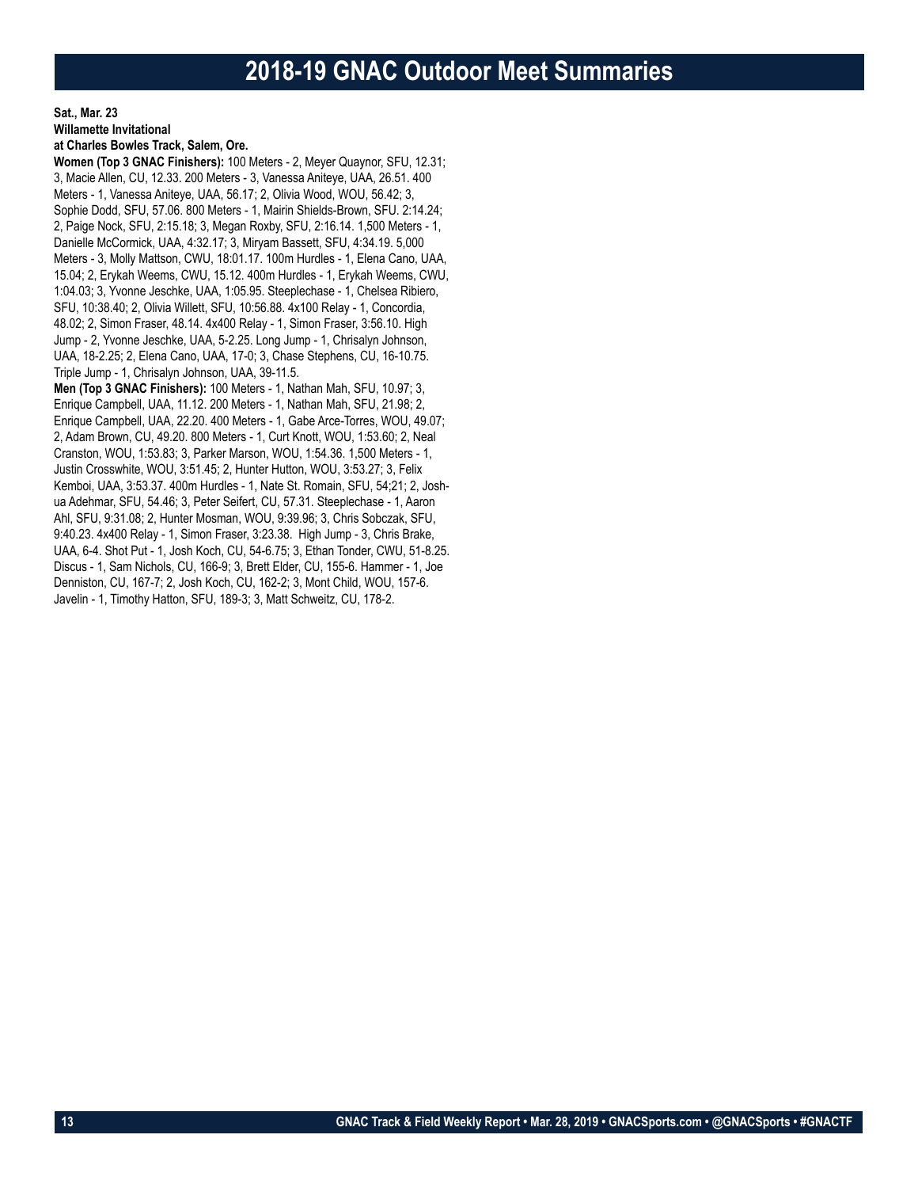# 2018-19 GNAC Outdoor Meet Summaries

**Sat., Mar. 23**
**Willamette Invitational**
**at Charles Bowles Track, Salem, Ore.**

**Women (Top 3 GNAC Finishers):** 100 Meters - 2, Meyer Quaynor, SFU, 12.31; 3, Macie Allen, CU, 12.33. 200 Meters - 3, Vanessa Aniteye, UAA, 26.51. 400 Meters - 1, Vanessa Aniteye, UAA, 56.17; 2, Olivia Wood, WOU, 56.42; 3, Sophie Dodd, SFU, 57.06. 800 Meters - 1, Mairin Shields-Brown, SFU. 2:14.24; 2, Paige Nock, SFU, 2:15.18; 3, Megan Roxby, SFU, 2:16.14. 1,500 Meters - 1, Danielle McCormick, UAA, 4:32.17; 3, Miryam Bassett, SFU, 4:34.19. 5,000 Meters - 3, Molly Mattson, CWU, 18:01.17. 100m Hurdles - 1, Elena Cano, UAA, 15.04; 2, Erykah Weems, CWU, 15.12. 400m Hurdles - 1, Erykah Weems, CWU, 1:04.03; 3, Yvonne Jeschke, UAA, 1:05.95. Steeplechase - 1, Chelsea Ribiero, SFU, 10:38.40; 2, Olivia Willett, SFU, 10:56.88. 4x100 Relay - 1, Concordia, 48.02; 2, Simon Fraser, 48.14. 4x400 Relay - 1, Simon Fraser, 3:56.10. High Jump - 2, Yvonne Jeschke, UAA, 5-2.25. Long Jump - 1, Chrisalyn Johnson, UAA, 18-2.25; 2, Elena Cano, UAA, 17-0; 3, Chase Stephens, CU, 16-10.75. Triple Jump - 1, Chrisalyn Johnson, UAA, 39-11.5.

**Men (Top 3 GNAC Finishers):** 100 Meters - 1, Nathan Mah, SFU, 10.97; 3, Enrique Campbell, UAA, 11.12. 200 Meters - 1, Nathan Mah, SFU, 21.98; 2, Enrique Campbell, UAA, 22.20. 400 Meters - 1, Gabe Arce-Torres, WOU, 49.07; 2, Adam Brown, CU, 49.20. 800 Meters - 1, Curt Knott, WOU, 1:53.60; 2, Neal Cranston, WOU, 1:53.83; 3, Parker Marson, WOU, 1:54.36. 1,500 Meters - 1, Justin Crosswhite, WOU, 3:51.45; 2, Hunter Hutton, WOU, 3:53.27; 3, Felix Kemboi, UAA, 3:53.37. 400m Hurdles - 1, Nate St. Romain, SFU, 54;21; 2, Joshua Adehmar, SFU, 54.46; 3, Peter Seifert, CU, 57.31. Steeplechase - 1, Aaron Ahl, SFU, 9:31.08; 2, Hunter Mosman, WOU, 9:39.96; 3, Chris Sobczak, SFU, 9:40.23. 4x400 Relay - 1, Simon Fraser, 3:23.38. High Jump - 3, Chris Brake, UAA, 6-4. Shot Put - 1, Josh Koch, CU, 54-6.75; 3, Ethan Tonder, CWU, 51-8.25. Discus - 1, Sam Nichols, CU, 166-9; 3, Brett Elder, CU, 155-6. Hammer - 1, Joe Denniston, CU, 167-7; 2, Josh Koch, CU, 162-2; 3, Mont Child, WOU, 157-6. Javelin - 1, Timothy Hatton, SFU, 189-3; 3, Matt Schweitz, CU, 178-2.